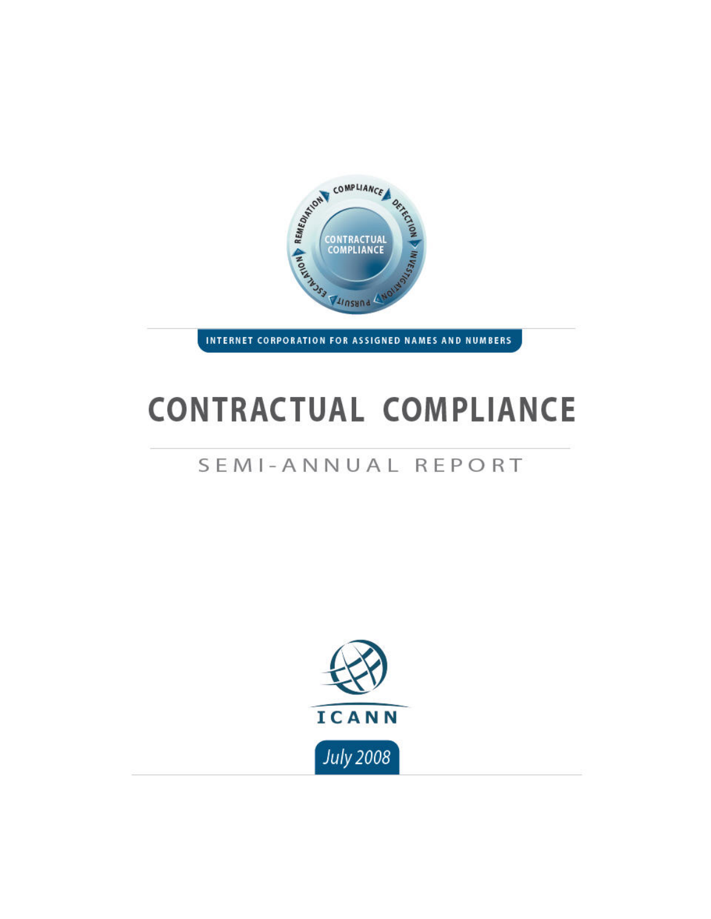INTERNET CORPORATION FOR ASSIGNED NAMES AND NUMBERS

# CONTRACTUAL COMPLIANCE

## SEMI-ANNUAL REPORT

ICANN

July 2008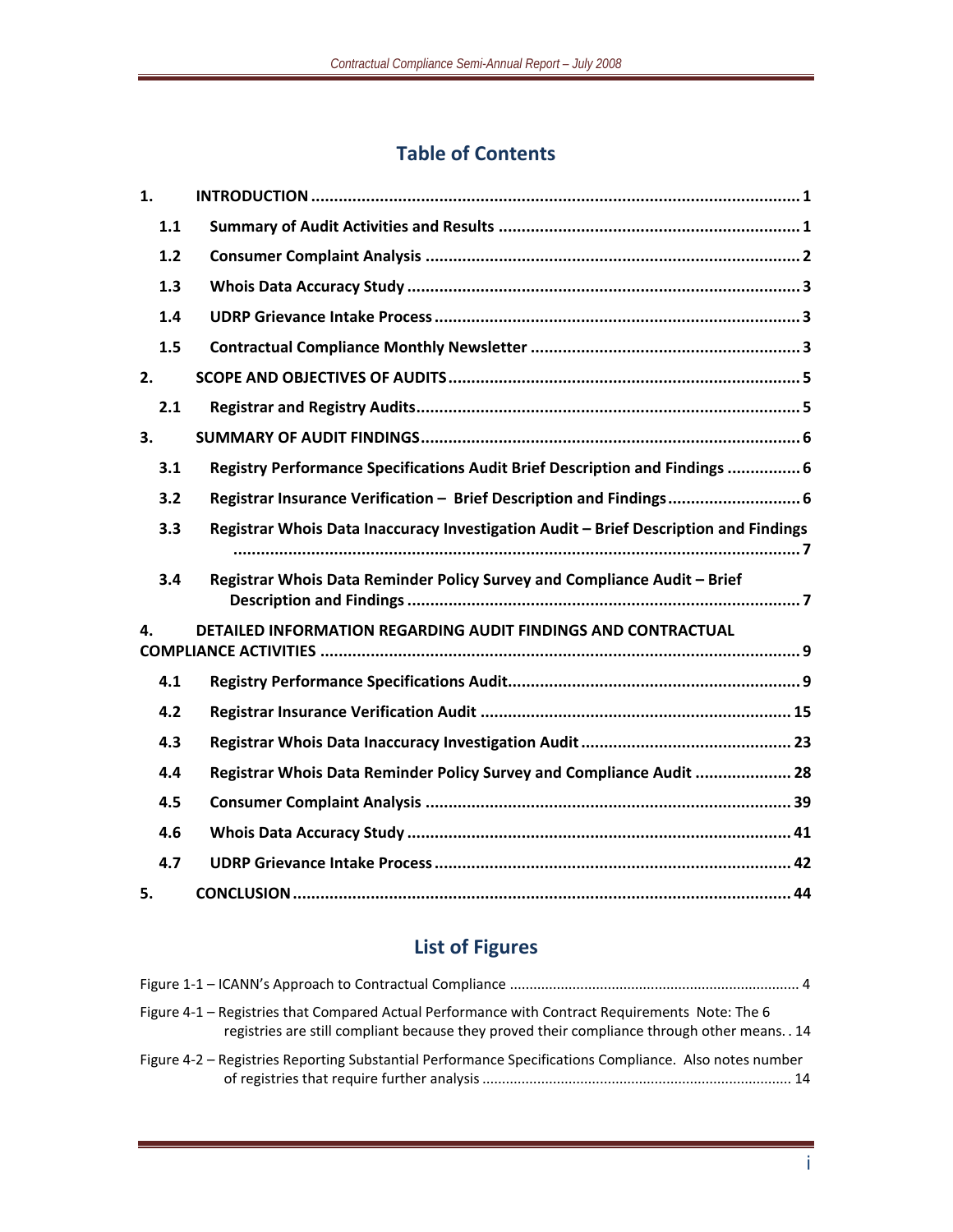# Table of Contents

1. INTRODUCTION ... 1
   - 1.1 Summary of Audit Activities and Results ... 1
   - 1.2 Consumer Complaint Analysis ... 2
   - 1.3 Whois Data Accuracy Study ... 3
   - 1.4 UDRP Grievance Intake Process ... 3
   - 1.5 Contractual Compliance Monthly Newsletter ... 3
2. SCOPE AND OBJECTIVES OF AUDITS ... 5
   - 2.1 Registrar and Registry Audits ... 5
3. SUMMARY OF AUDIT FINDINGS ... 6
   - 3.1 Registry Performance Specifications Audit Brief Description and Findings ... 6
   - 3.2 Registrar Insurance Verification – Brief Description and Findings ... 6
   - 3.3 Registrar Whois Data Inaccuracy Investigation Audit – Brief Description and Findings ... 7
   - 3.4 Registrar Whois Data Reminder Policy Survey and Compliance Audit – Brief Description and Findings ... 7
4. DETAILED INFORMATION REGARDING AUDIT FINDINGS AND CONTRACTUAL COMPLIANCE ACTIVITIES ... 9
   - 4.1 Registry Performance Specifications Audit ... 9
   - 4.2 Registrar Insurance Verification Audit ... 15
   - 4.3 Registrar Whois Data Inaccuracy Investigation Audit ... 23
   - 4.4 Registrar Whois Data Reminder Policy Survey and Compliance Audit ... 28
   - 4.5 Consumer Complaint Analysis ... 39
   - 4.6 Whois Data Accuracy Study ... 41
   - 4.7 UDRP Grievance Intake Process ... 42
5. CONCLUSION ... 44

# List of Figures

Figure 1-1 – ICANN's Approach to Contractual Compliance ... 4

Figure 4-1 – Registries that Compared Actual Performance with Contract Requirements Note: The 6 registries are still compliant because they proved their compliance through other means. . 14

Figure 4-2 – Registries Reporting Substantial Performance Specifications Compliance. Also notes number of registries that require further analysis ... 14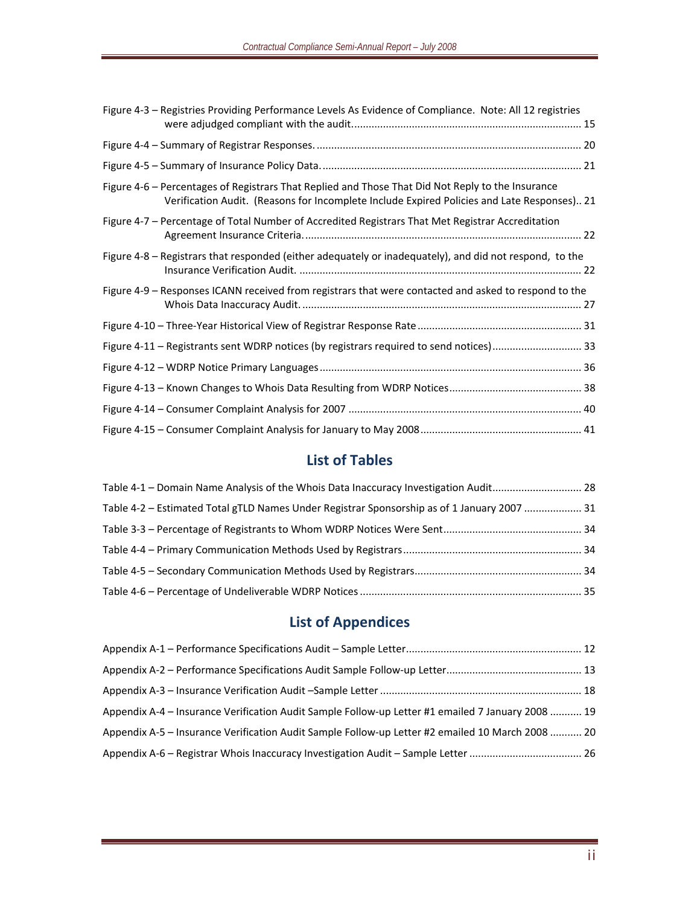Figure 4-3 – Registries Providing Performance Levels As Evidence of Compliance. Note: All 12 registries were adjudged compliant with the audit. 15

Figure 4-4 – Summary of Registrar Responses. 20

Figure 4-5 – Summary of Insurance Policy Data. 21

Figure 4-6 – Percentages of Registrars That Replied and Those That Did Not Reply to the Insurance Verification Audit. (Reasons for Incomplete Include Expired Policies and Late Responses). 21

Figure 4-7 – Percentage of Total Number of Accredited Registrars That Met Registrar Accreditation Agreement Insurance Criteria. 22

Figure 4-8 – Registrars that responded (either adequately or inadequately), and did not respond, to the Insurance Verification Audit. 22

Figure 4-9 – Responses ICANN received from registrars that were contacted and asked to respond to the Whois Data Inaccuracy Audit. 27

Figure 4-10 – Three-Year Historical View of Registrar Response Rate 31

Figure 4-11 – Registrants sent WDRP notices (by registrars required to send notices) 33

Figure 4-12 – WDRP Notice Primary Languages 36

Figure 4-13 – Known Changes to Whois Data Resulting from WDRP Notices 38

Figure 4-14 – Consumer Complaint Analysis for 2007 40

Figure 4-15 – Consumer Complaint Analysis for January to May 2008 41

## List of Tables

Table 4-1 – Domain Name Analysis of the Whois Data Inaccuracy Investigation Audit 28

Table 4-2 – Estimated Total gTLD Names Under Registrar Sponsorship as of 1 January 2007 31

Table 3-3 – Percentage of Registrants to Whom WDRP Notices Were Sent 34

Table 4-4 – Primary Communication Methods Used by Registrars 34

Table 4-5 – Secondary Communication Methods Used by Registrars 34

Table 4-6 – Percentage of Undeliverable WDRP Notices 35

## List of Appendices

Appendix A-1 – Performance Specifications Audit – Sample Letter 12

Appendix A-2 – Performance Specifications Audit Sample Follow-up Letter 13

Appendix A-3 – Insurance Verification Audit –Sample Letter 18

Appendix A-4 – Insurance Verification Audit Sample Follow-up Letter #1 emailed 7 January 2008 19

Appendix A-5 – Insurance Verification Audit Sample Follow-up Letter #2 emailed 10 March 2008 20

Appendix A-6 – Registrar Whois Inaccuracy Investigation Audit – Sample Letter 26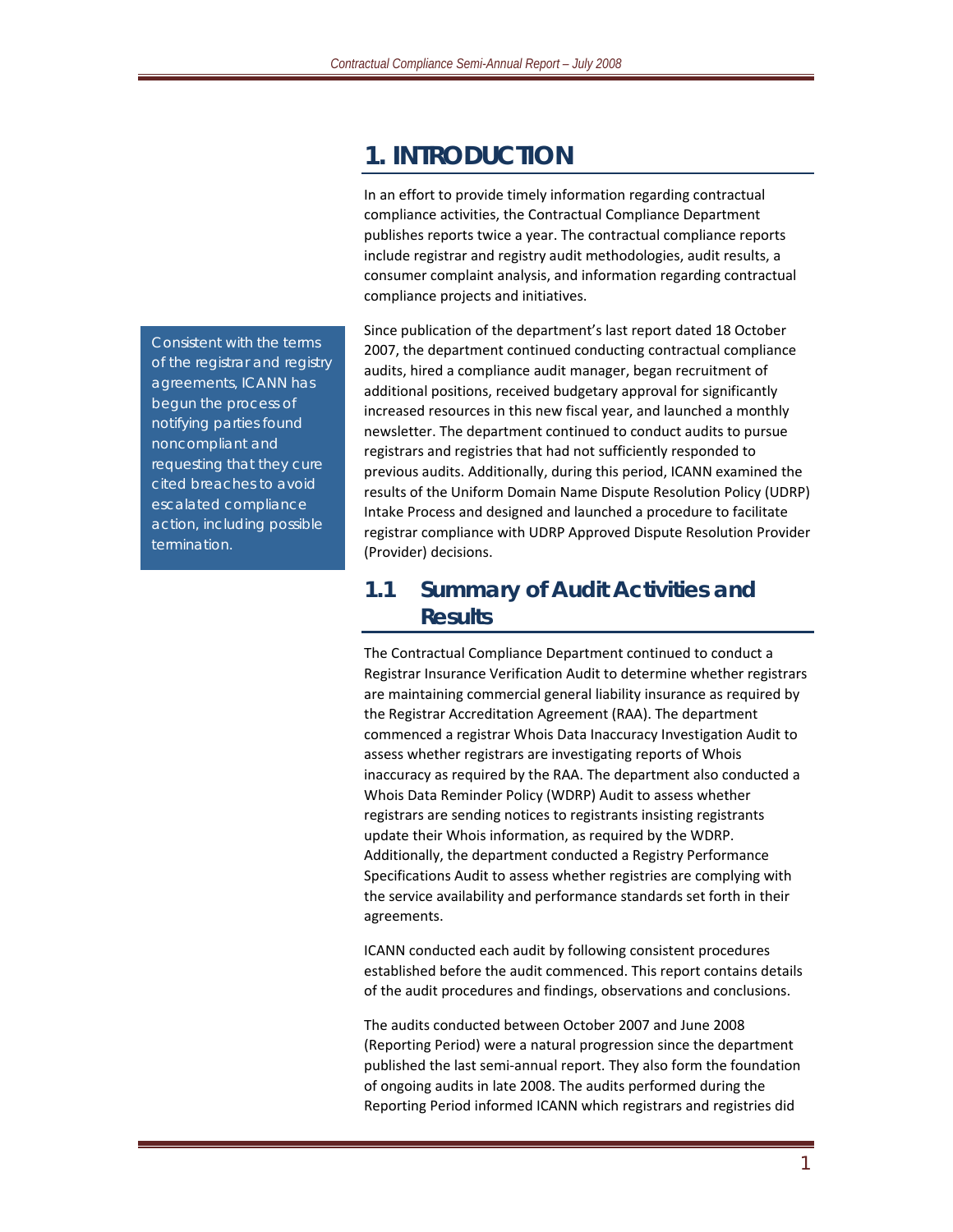# 1. INTRODUCTION

In an effort to provide timely information regarding contractual compliance activities, the Contractual Compliance Department publishes reports twice a year. The contractual compliance reports include registrar and registry audit methodologies, audit results, a consumer complaint analysis, and information regarding contractual compliance projects and initiatives.

> Consistent with the terms of the registrar and registry agreements, ICANN has begun the process of notifying parties found noncompliant and requesting that they cure cited breaches to avoid escalated compliance action, including possible termination.

Since publication of the department's last report dated 18 October 2007, the department continued conducting contractual compliance audits, hired a compliance audit manager, began recruitment of additional positions, received budgetary approval for significantly increased resources in this new fiscal year, and launched a monthly newsletter. The department continued to conduct audits to pursue registrars and registries that had not sufficiently responded to previous audits. Additionally, during this period, ICANN examined the results of the Uniform Domain Name Dispute Resolution Policy (UDRP) Intake Process and designed and launched a procedure to facilitate registrar compliance with UDRP Approved Dispute Resolution Provider (Provider) decisions.

## 1.1 Summary of Audit Activities and Results

The Contractual Compliance Department continued to conduct a Registrar Insurance Verification Audit to determine whether registrars are maintaining commercial general liability insurance as required by the Registrar Accreditation Agreement (RAA). The department commenced a registrar Whois Data Inaccuracy Investigation Audit to assess whether registrars are investigating reports of Whois inaccuracy as required by the RAA. The department also conducted a Whois Data Reminder Policy (WDRP) Audit to assess whether registrars are sending notices to registrants insisting registrants update their Whois information, as required by the WDRP. Additionally, the department conducted a Registry Performance Specifications Audit to assess whether registries are complying with the service availability and performance standards set forth in their agreements.

ICANN conducted each audit by following consistent procedures established before the audit commenced. This report contains details of the audit procedures and findings, observations and conclusions.

The audits conducted between October 2007 and June 2008 (Reporting Period) were a natural progression since the department published the last semi-annual report. They also form the foundation of ongoing audits in late 2008. The audits performed during the Reporting Period informed ICANN which registrars and registries did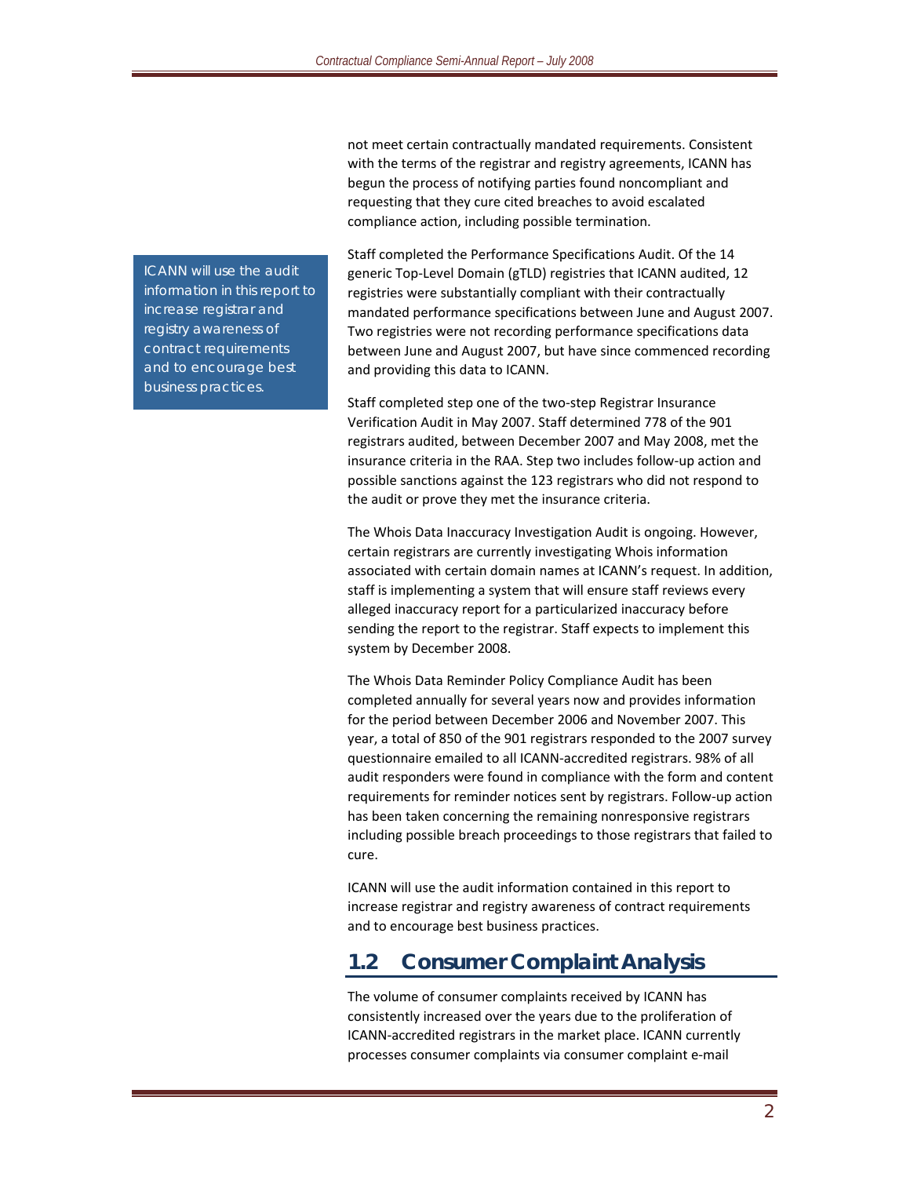not meet certain contractually mandated requirements. Consistent with the terms of the registrar and registry agreements, ICANN has begun the process of notifying parties found noncompliant and requesting that they cure cited breaches to avoid escalated compliance action, including possible termination.

> ICANN will use the audit information in this report to increase registrar and registry awareness of contract requirements and to encourage best business practices.

Staff completed the Performance Specifications Audit. Of the 14 generic Top-Level Domain (gTLD) registries that ICANN audited, 12 registries were substantially compliant with their contractually mandated performance specifications between June and August 2007. Two registries were not recording performance specifications data between June and August 2007, but have since commenced recording and providing this data to ICANN.

Staff completed step one of the two-step Registrar Insurance Verification Audit in May 2007. Staff determined 778 of the 901 registrars audited, between December 2007 and May 2008, met the insurance criteria in the RAA. Step two includes follow-up action and possible sanctions against the 123 registrars who did not respond to the audit or prove they met the insurance criteria.

The Whois Data Inaccuracy Investigation Audit is ongoing. However, certain registrars are currently investigating Whois information associated with certain domain names at ICANN's request. In addition, staff is implementing a system that will ensure staff reviews every alleged inaccuracy report for a particularized inaccuracy before sending the report to the registrar. Staff expects to implement this system by December 2008.

The Whois Data Reminder Policy Compliance Audit has been completed annually for several years now and provides information for the period between December 2006 and November 2007. This year, a total of 850 of the 901 registrars responded to the 2007 survey questionnaire emailed to all ICANN-accredited registrars. 98% of all audit responders were found in compliance with the form and content requirements for reminder notices sent by registrars. Follow-up action has been taken concerning the remaining nonresponsive registrars including possible breach proceedings to those registrars that failed to cure.

ICANN will use the audit information contained in this report to increase registrar and registry awareness of contract requirements and to encourage best business practices.

## 1.2 Consumer Complaint Analysis

The volume of consumer complaints received by ICANN has consistently increased over the years due to the proliferation of ICANN-accredited registrars in the market place. ICANN currently processes consumer complaints via consumer complaint e-mail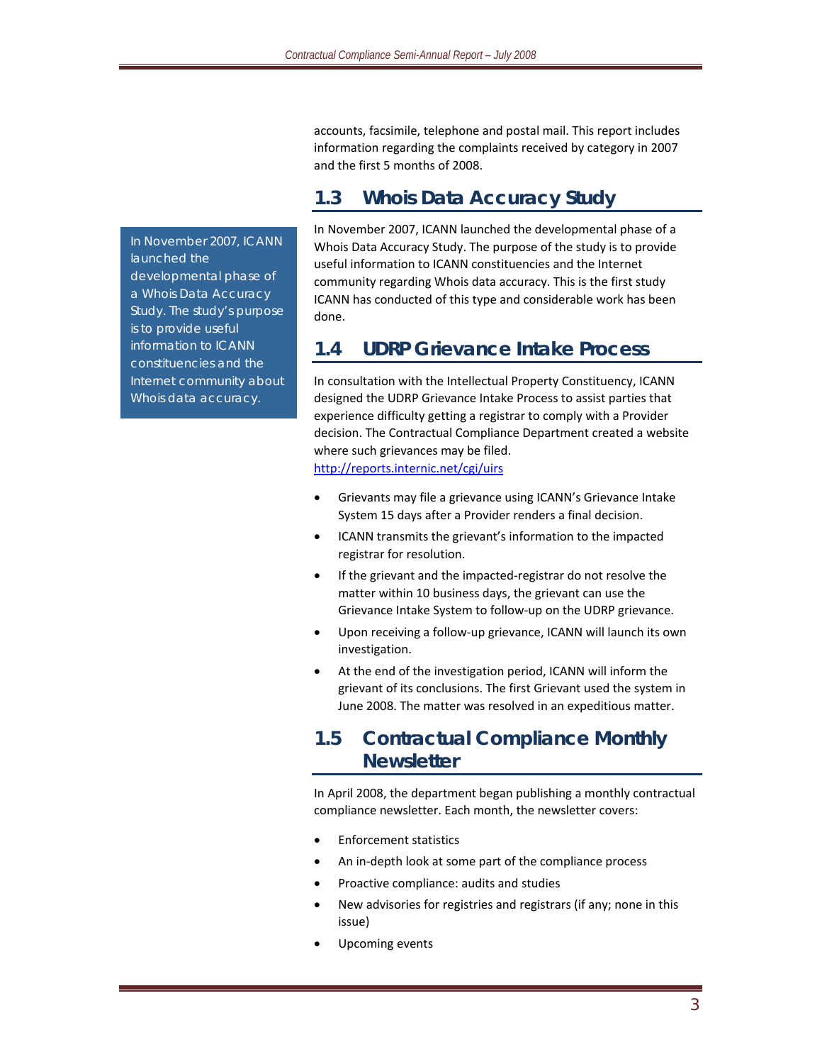accounts, facsimile, telephone and postal mail. This report includes information regarding the complaints received by category in 2007 and the first 5 months of 2008.

## 1.3 Whois Data Accuracy Study

> In November 2007, ICANN launched the developmental phase of a Whois Data Accuracy Study. The study's purpose is to provide useful information to ICANN constituencies and the Internet community about Whois data accuracy.

In November 2007, ICANN launched the developmental phase of a Whois Data Accuracy Study. The purpose of the study is to provide useful information to ICANN constituencies and the Internet community regarding Whois data accuracy. This is the first study ICANN has conducted of this type and considerable work has been done.

## 1.4 UDRP Grievance Intake Process

In consultation with the Intellectual Property Constituency, ICANN designed the UDRP Grievance Intake Process to assist parties that experience difficulty getting a registrar to comply with a Provider decision. The Contractual Compliance Department created a website where such grievances may be filed. http://reports.internic.net/cgi/uirs

- Grievants may file a grievance using ICANN's Grievance Intake System 15 days after a Provider renders a final decision.
- ICANN transmits the grievant's information to the impacted registrar for resolution.
- If the grievant and the impacted-registrar do not resolve the matter within 10 business days, the grievant can use the Grievance Intake System to follow-up on the UDRP grievance.
- Upon receiving a follow-up grievance, ICANN will launch its own investigation.
- At the end of the investigation period, ICANN will inform the grievant of its conclusions. The first Grievant used the system in June 2008. The matter was resolved in an expeditious matter.

## 1.5 Contractual Compliance Monthly Newsletter

In April 2008, the department began publishing a monthly contractual compliance newsletter. Each month, the newsletter covers:

- Enforcement statistics
- An in-depth look at some part of the compliance process
- Proactive compliance: audits and studies
- New advisories for registries and registrars (if any; none in this issue)
- Upcoming events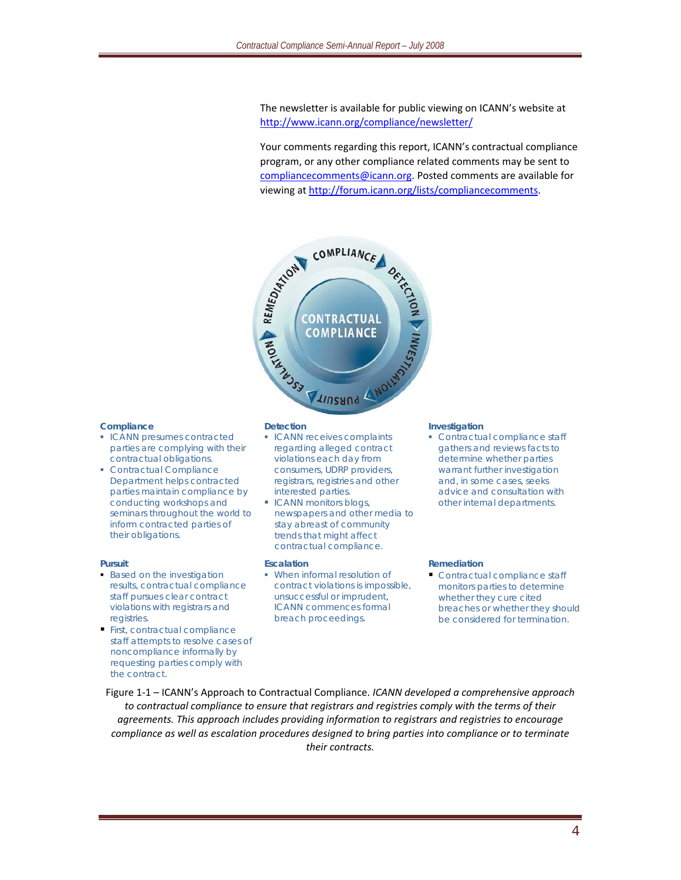The newsletter is available for public viewing on ICANN's website at http://www.icann.org/compliance/newsletter/

Your comments regarding this report, ICANN's contractual compliance program, or any other compliance related comments may be sent to compliancecomments@icann.org. Posted comments are available for viewing at http://forum.icann.org/lists/compliancecomments.

CONTRACTUAL COMPLIANCE

COMPLIANCE · DETECTION · INVESTIGATION · PURSUIT · ESCALATION · REMEDIATION

**Compliance**
- ICANN presumes contracted parties are complying with their contractual obligations.
- Contractual Compliance Department helps contracted parties maintain compliance by conducting workshops and seminars throughout the world to inform contracted parties of their obligations.

**Detection**
- ICANN receives complaints regarding alleged contract violations each day from consumers, UDRP providers, registrars, registries and other interested parties.
- ICANN monitors blogs, newspapers and other media to stay abreast of community trends that might affect contractual compliance.

**Investigation**
- Contractual compliance staff gathers and reviews facts to determine whether parties warrant further investigation and, in some cases, seeks advice and consultation with other internal departments.

**Pursuit**
- Based on the investigation results, contractual compliance staff pursues clear contract violations with registrars and registries.
- First, contractual compliance staff attempts to resolve cases of noncompliance informally by requesting parties comply with the contract.

**Escalation**
- When informal resolution of contract violations is impossible, unsuccessful or imprudent, ICANN commences formal breach proceedings.

**Remediation**
- Contractual compliance staff monitors parties to determine whether they cure cited breaches or whether they should be considered for termination.

Figure 1-1 – ICANN's Approach to Contractual Compliance. *ICANN developed a comprehensive approach to contractual compliance to ensure that registrars and registries comply with the terms of their agreements. This approach includes providing information to registrars and registries to encourage compliance as well as escalation procedures designed to bring parties into compliance or to terminate their contracts.*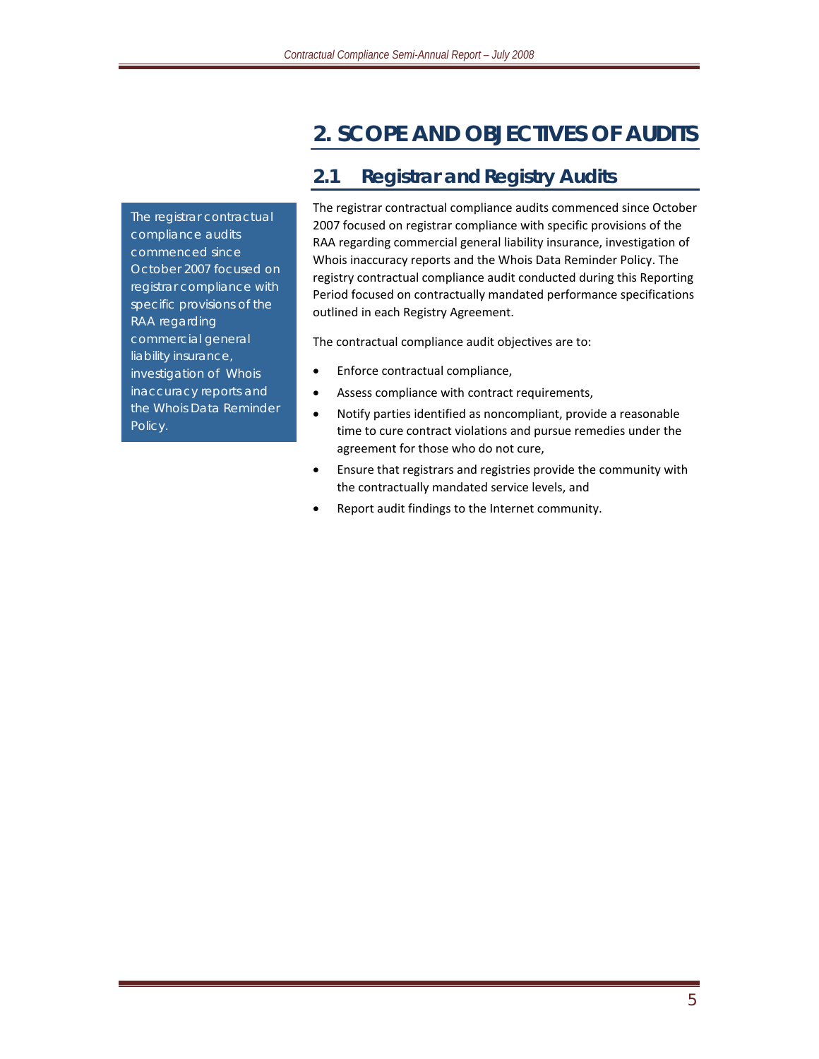# 2. SCOPE AND OBJECTIVES OF AUDITS

## 2.1 Registrar and Registry Audits

The registrar contractual compliance audits commenced since October 2007 focused on registrar compliance with specific provisions of the RAA regarding commercial general liability insurance, investigation of Whois inaccuracy reports and the Whois Data Reminder Policy.

The registrar contractual compliance audits commenced since October 2007 focused on registrar compliance with specific provisions of the RAA regarding commercial general liability insurance, investigation of Whois inaccuracy reports and the Whois Data Reminder Policy. The registry contractual compliance audit conducted during this Reporting Period focused on contractually mandated performance specifications outlined in each Registry Agreement.

The contractual compliance audit objectives are to:

- Enforce contractual compliance,
- Assess compliance with contract requirements,
- Notify parties identified as noncompliant, provide a reasonable time to cure contract violations and pursue remedies under the agreement for those who do not cure,
- Ensure that registrars and registries provide the community with the contractually mandated service levels, and
- Report audit findings to the Internet community.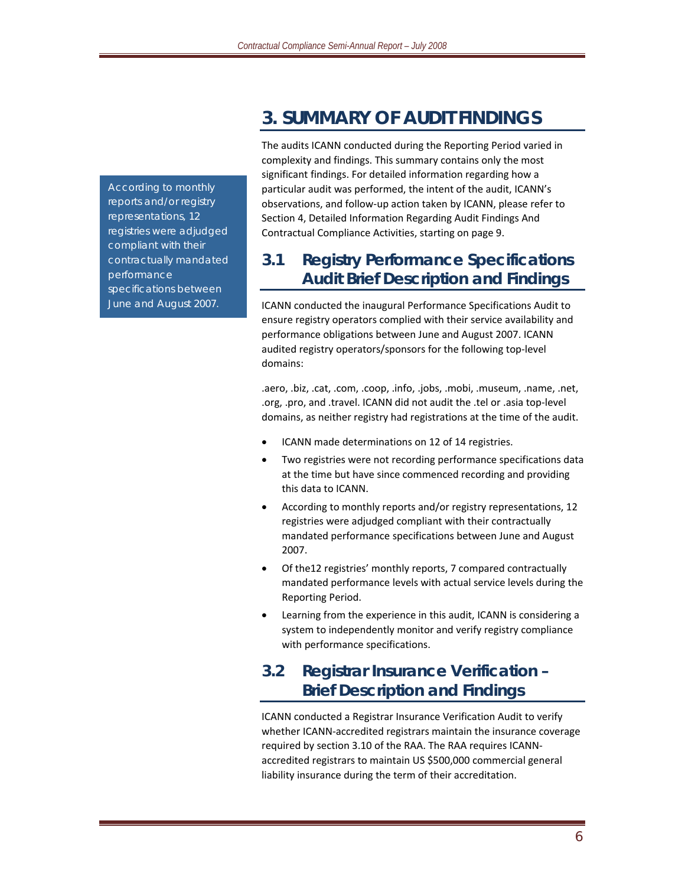# 3. SUMMARY OF AUDIT FINDINGS

The audits ICANN conducted during the Reporting Period varied in complexity and findings. This summary contains only the most significant findings. For detailed information regarding how a particular audit was performed, the intent of the audit, ICANN's observations, and follow-up action taken by ICANN, please refer to Section 4, Detailed Information Regarding Audit Findings And Contractual Compliance Activities, starting on page 9.

> According to monthly reports and/or registry representations, 12 registries were adjudged compliant with their contractually mandated performance specifications between June and August 2007.

## 3.1 Registry Performance Specifications Audit Brief Description and Findings

ICANN conducted the inaugural Performance Specifications Audit to ensure registry operators complied with their service availability and performance obligations between June and August 2007. ICANN audited registry operators/sponsors for the following top-level domains:

.aero, .biz, .cat, .com, .coop, .info, .jobs, .mobi, .museum, .name, .net, .org, .pro, and .travel. ICANN did not audit the .tel or .asia top-level domains, as neither registry had registrations at the time of the audit.

- ICANN made determinations on 12 of 14 registries.
- Two registries were not recording performance specifications data at the time but have since commenced recording and providing this data to ICANN.
- According to monthly reports and/or registry representations, 12 registries were adjudged compliant with their contractually mandated performance specifications between June and August 2007.
- Of the12 registries' monthly reports, 7 compared contractually mandated performance levels with actual service levels during the Reporting Period.
- Learning from the experience in this audit, ICANN is considering a system to independently monitor and verify registry compliance with performance specifications.

## 3.2 Registrar Insurance Verification – Brief Description and Findings

ICANN conducted a Registrar Insurance Verification Audit to verify whether ICANN-accredited registrars maintain the insurance coverage required by section 3.10 of the RAA. The RAA requires ICANN-accredited registrars to maintain US $500,000 commercial general liability insurance during the term of their accreditation.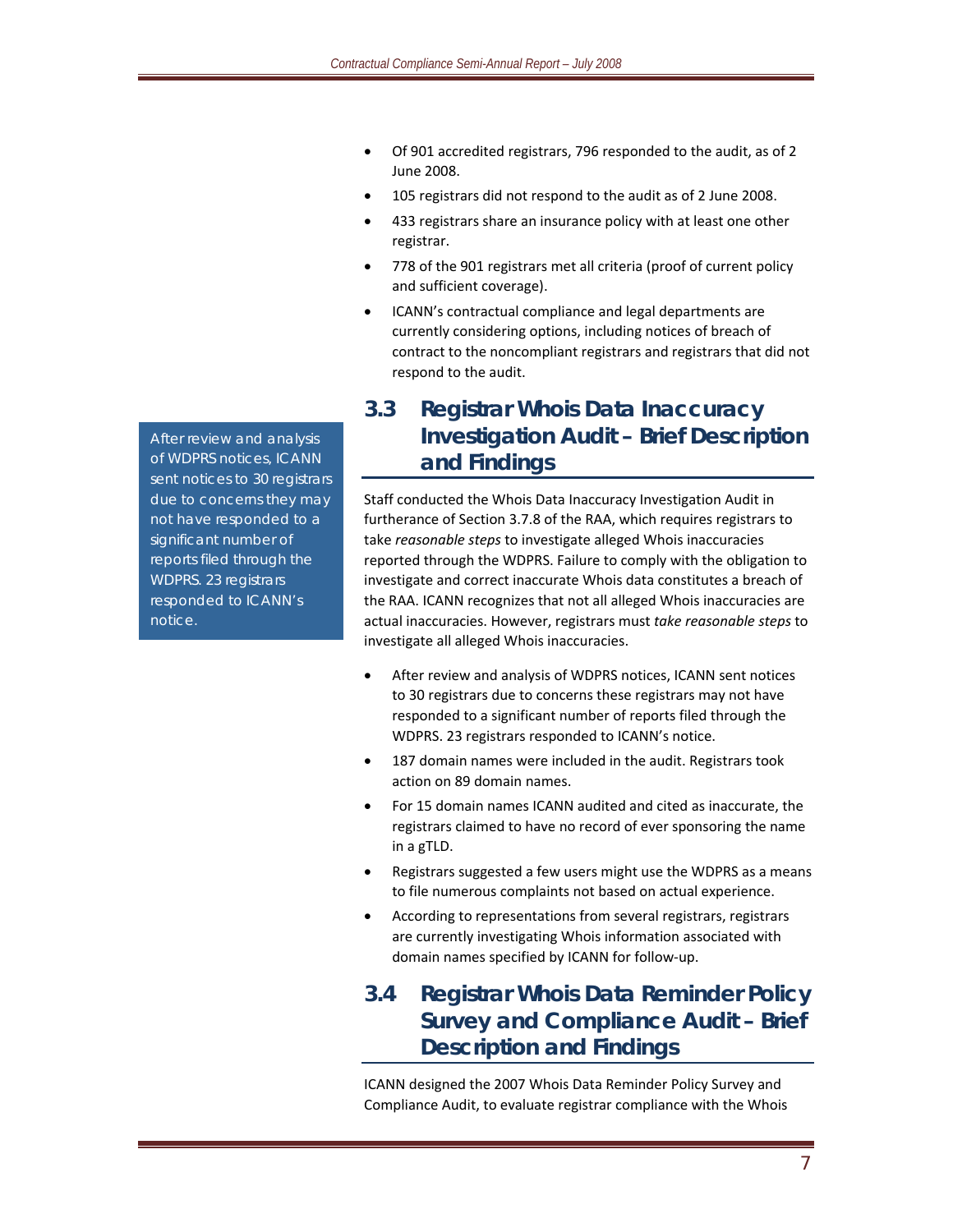- Of 901 accredited registrars, 796 responded to the audit, as of 2 June 2008.
- 105 registrars did not respond to the audit as of 2 June 2008.
- 433 registrars share an insurance policy with at least one other registrar.
- 778 of the 901 registrars met all criteria (proof of current policy and sufficient coverage).
- ICANN's contractual compliance and legal departments are currently considering options, including notices of breach of contract to the noncompliant registrars and registrars that did not respond to the audit.

## 3.3 Registrar Whois Data Inaccuracy Investigation Audit – Brief Description and Findings

> After review and analysis of WDPRS notices, ICANN sent notices to 30 registrars due to concerns they may not have responded to a significant number of reports filed through the WDPRS. 23 registrars responded to ICANN's notice.

Staff conducted the Whois Data Inaccuracy Investigation Audit in furtherance of Section 3.7.8 of the RAA, which requires registrars to take *reasonable steps* to investigate alleged Whois inaccuracies reported through the WDPRS. Failure to comply with the obligation to investigate and correct inaccurate Whois data constitutes a breach of the RAA. ICANN recognizes that not all alleged Whois inaccuracies are actual inaccuracies. However, registrars must *take reasonable steps* to investigate all alleged Whois inaccuracies.

- After review and analysis of WDPRS notices, ICANN sent notices to 30 registrars due to concerns these registrars may not have responded to a significant number of reports filed through the WDPRS. 23 registrars responded to ICANN's notice.
- 187 domain names were included in the audit. Registrars took action on 89 domain names.
- For 15 domain names ICANN audited and cited as inaccurate, the registrars claimed to have no record of ever sponsoring the name in a gTLD.
- Registrars suggested a few users might use the WDPRS as a means to file numerous complaints not based on actual experience.
- According to representations from several registrars, registrars are currently investigating Whois information associated with domain names specified by ICANN for follow-up.

## 3.4 Registrar Whois Data Reminder Policy Survey and Compliance Audit – Brief Description and Findings

ICANN designed the 2007 Whois Data Reminder Policy Survey and Compliance Audit, to evaluate registrar compliance with the Whois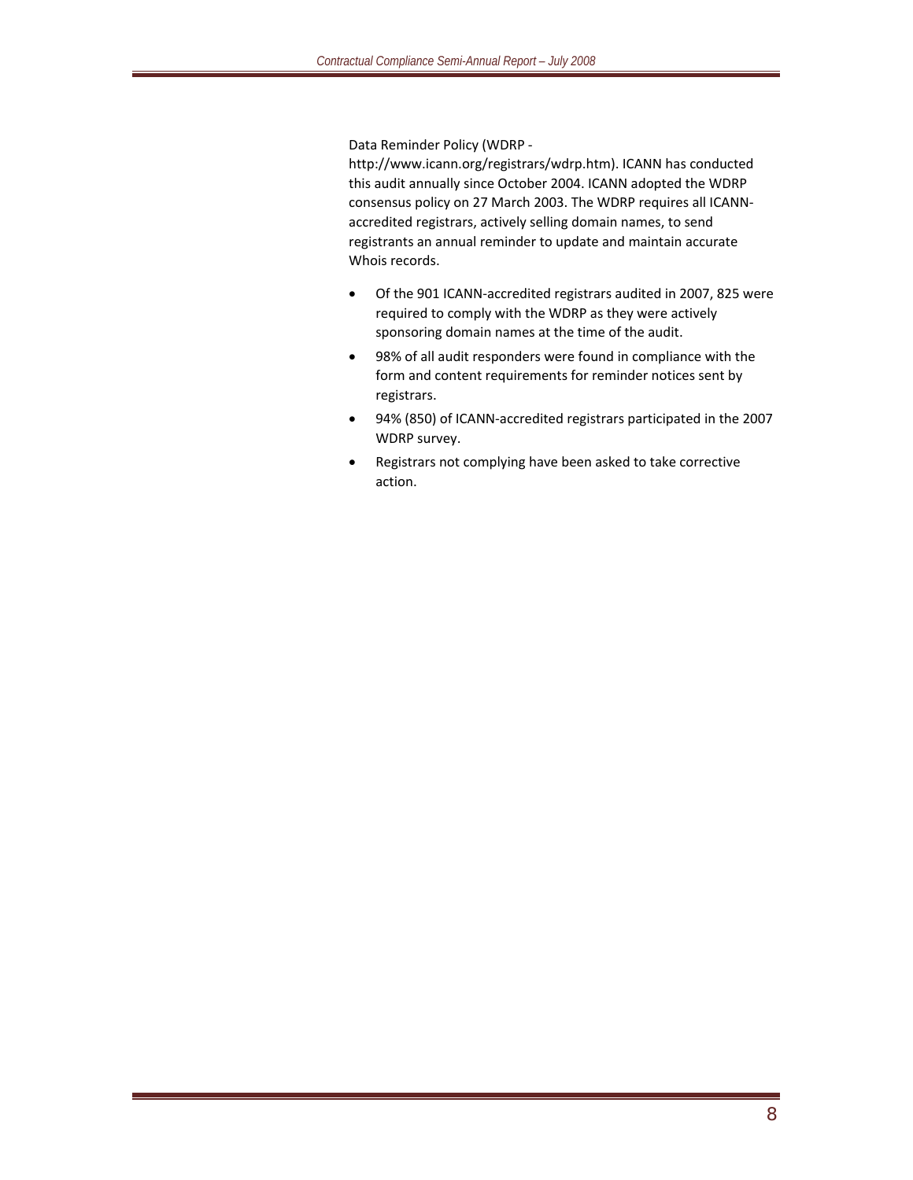Data Reminder Policy (WDRP - http://www.icann.org/registrars/wdrp.htm). ICANN has conducted this audit annually since October 2004. ICANN adopted the WDRP consensus policy on 27 March 2003. The WDRP requires all ICANN-accredited registrars, actively selling domain names, to send registrants an annual reminder to update and maintain accurate Whois records.

- Of the 901 ICANN-accredited registrars audited in 2007, 825 were required to comply with the WDRP as they were actively sponsoring domain names at the time of the audit.
- 98% of all audit responders were found in compliance with the form and content requirements for reminder notices sent by registrars.
- 94% (850) of ICANN-accredited registrars participated in the 2007 WDRP survey.
- Registrars not complying have been asked to take corrective action.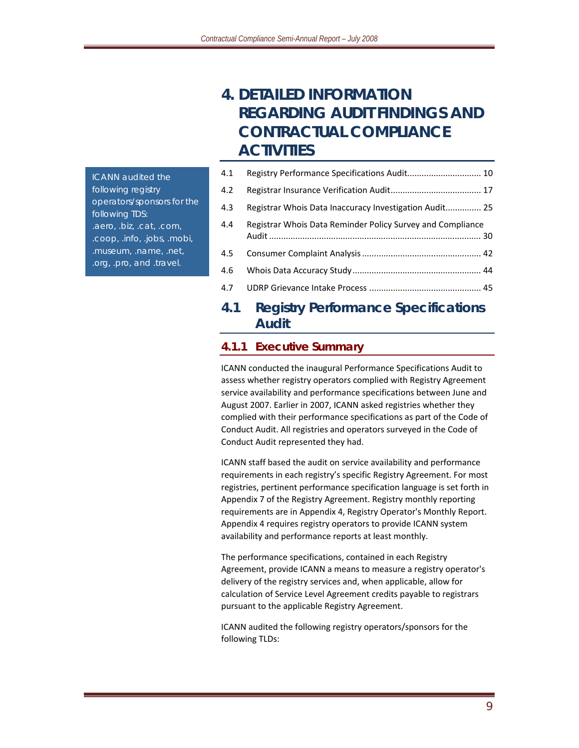# 4. DETAILED INFORMATION REGARDING AUDIT FINDINGS AND CONTRACTUAL COMPLIANCE ACTIVITIES

| | | |
|---|---|---|
| 4.1 | Registry Performance Specifications Audit | 10 |
| 4.2 | Registrar Insurance Verification Audit | 17 |
| 4.3 | Registrar Whois Data Inaccuracy Investigation Audit | 25 |
| 4.4 | Registrar Whois Data Reminder Policy Survey and Compliance Audit | 30 |
| 4.5 | Consumer Complaint Analysis | 42 |
| 4.6 | Whois Data Accuracy Study | 44 |
| 4.7 | UDRP Grievance Intake Process | 45 |

> ICANN audited the following registry operators/sponsors for the following TDS: .aero, .biz, .cat, .com, .coop, .info, .jobs, .mobi, .museum, .name, .net, .org, .pro, and .travel.

## 4.1 Registry Performance Specifications Audit

### 4.1.1 Executive Summary

ICANN conducted the inaugural Performance Specifications Audit to assess whether registry operators complied with Registry Agreement service availability and performance specifications between June and August 2007. Earlier in 2007, ICANN asked registries whether they complied with their performance specifications as part of the Code of Conduct Audit. All registries and operators surveyed in the Code of Conduct Audit represented they had.

ICANN staff based the audit on service availability and performance requirements in each registry's specific Registry Agreement. For most registries, pertinent performance specification language is set forth in Appendix 7 of the Registry Agreement. Registry monthly reporting requirements are in Appendix 4, Registry Operator's Monthly Report. Appendix 4 requires registry operators to provide ICANN system availability and performance reports at least monthly.

The performance specifications, contained in each Registry Agreement, provide ICANN a means to measure a registry operator's delivery of the registry services and, when applicable, allow for calculation of Service Level Agreement credits payable to registrars pursuant to the applicable Registry Agreement.

ICANN audited the following registry operators/sponsors for the following TLDs: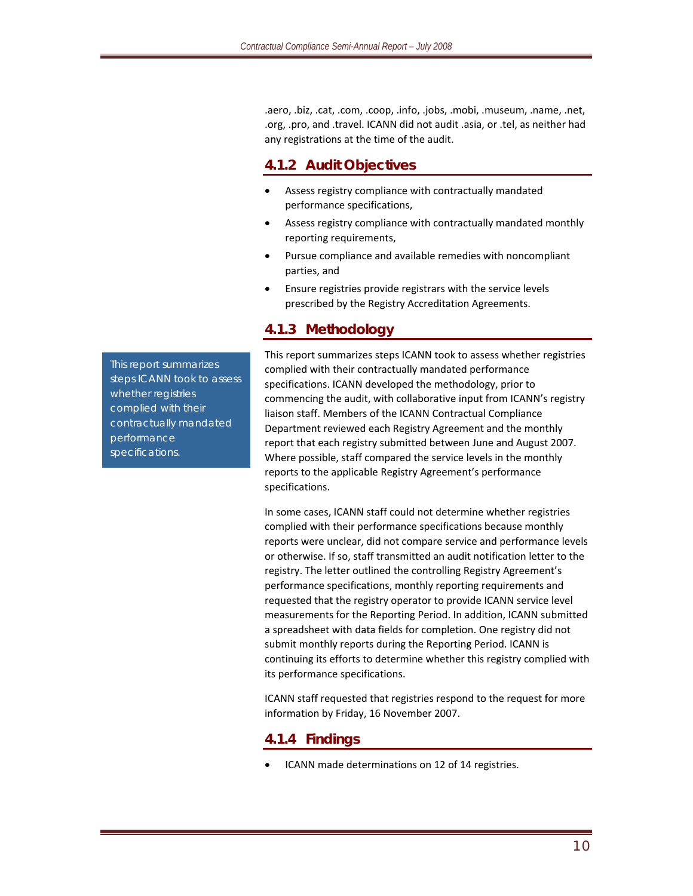.aero, .biz, .cat, .com, .coop, .info, .jobs, .mobi, .museum, .name, .net, .org, .pro, and .travel. ICANN did not audit .asia, or .tel, as neither had any registrations at the time of the audit.

### 4.1.2 Audit Objectives

- Assess registry compliance with contractually mandated performance specifications,
- Assess registry compliance with contractually mandated monthly reporting requirements,
- Pursue compliance and available remedies with noncompliant parties, and
- Ensure registries provide registrars with the service levels prescribed by the Registry Accreditation Agreements.

### 4.1.3 Methodology

> This report summarizes steps ICANN took to assess whether registries complied with their contractually mandated performance specifications.

This report summarizes steps ICANN took to assess whether registries complied with their contractually mandated performance specifications. ICANN developed the methodology, prior to commencing the audit, with collaborative input from ICANN's registry liaison staff. Members of the ICANN Contractual Compliance Department reviewed each Registry Agreement and the monthly report that each registry submitted between June and August 2007. Where possible, staff compared the service levels in the monthly reports to the applicable Registry Agreement's performance specifications.

In some cases, ICANN staff could not determine whether registries complied with their performance specifications because monthly reports were unclear, did not compare service and performance levels or otherwise. If so, staff transmitted an audit notification letter to the registry. The letter outlined the controlling Registry Agreement's performance specifications, monthly reporting requirements and requested that the registry operator to provide ICANN service level measurements for the Reporting Period. In addition, ICANN submitted a spreadsheet with data fields for completion. One registry did not submit monthly reports during the Reporting Period. ICANN is continuing its efforts to determine whether this registry complied with its performance specifications.

ICANN staff requested that registries respond to the request for more information by Friday, 16 November 2007.

### 4.1.4 Findings

- ICANN made determinations on 12 of 14 registries.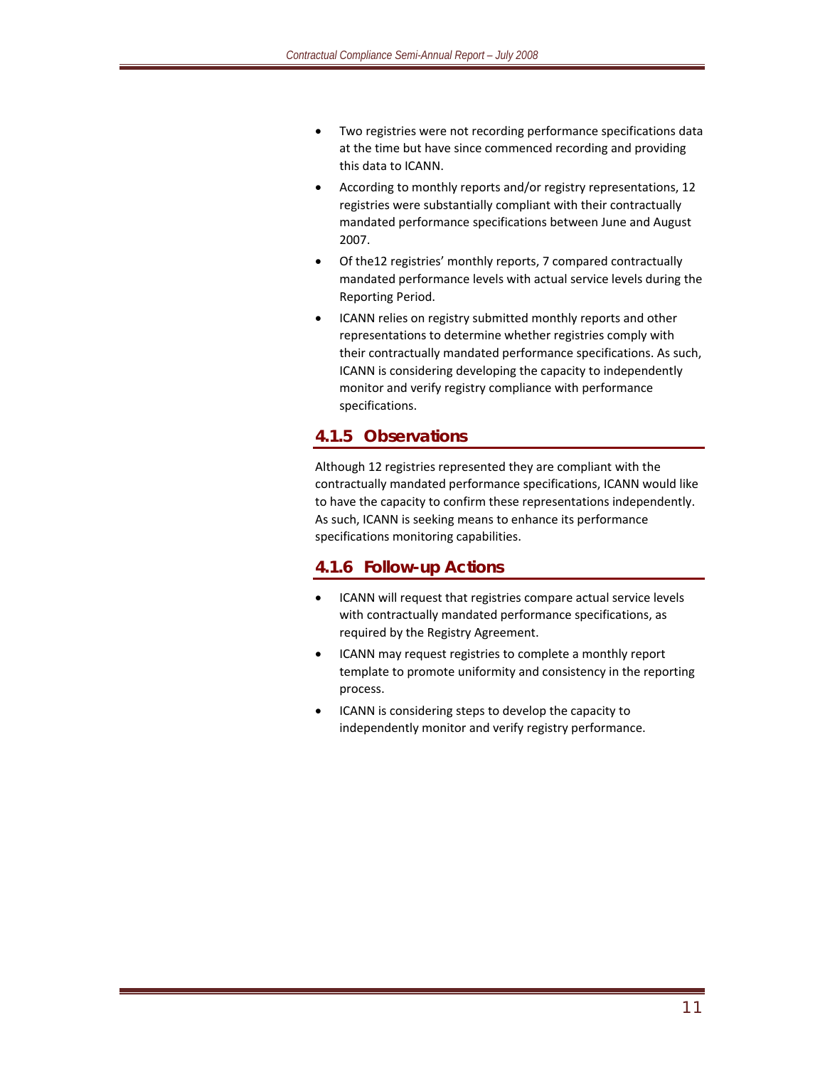- Two registries were not recording performance specifications data at the time but have since commenced recording and providing this data to ICANN.
- According to monthly reports and/or registry representations, 12 registries were substantially compliant with their contractually mandated performance specifications between June and August 2007.
- Of the12 registries' monthly reports, 7 compared contractually mandated performance levels with actual service levels during the Reporting Period.
- ICANN relies on registry submitted monthly reports and other representations to determine whether registries comply with their contractually mandated performance specifications. As such, ICANN is considering developing the capacity to independently monitor and verify registry compliance with performance specifications.

### 4.1.5 Observations

Although 12 registries represented they are compliant with the contractually mandated performance specifications, ICANN would like to have the capacity to confirm these representations independently. As such, ICANN is seeking means to enhance its performance specifications monitoring capabilities.

### 4.1.6 Follow-up Actions

- ICANN will request that registries compare actual service levels with contractually mandated performance specifications, as required by the Registry Agreement.
- ICANN may request registries to complete a monthly report template to promote uniformity and consistency in the reporting process.
- ICANN is considering steps to develop the capacity to independently monitor and verify registry performance.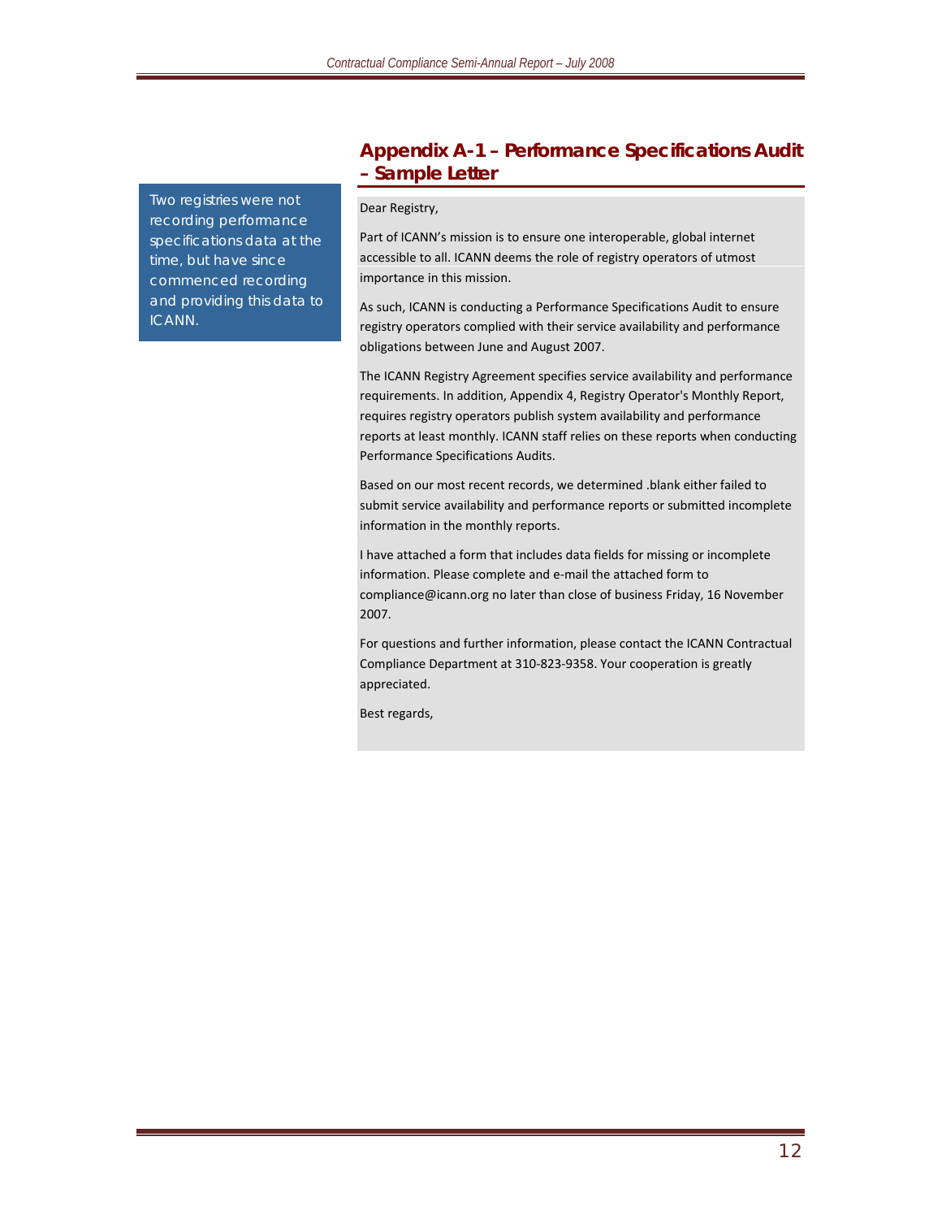## Appendix A-1 – Performance Specifications Audit – Sample Letter

Two registries were not recording performance specifications data at the time, but have since commenced recording and providing this data to ICANN.

Dear Registry,

Part of ICANN's mission is to ensure one interoperable, global internet accessible to all. ICANN deems the role of registry operators of utmost importance in this mission.

As such, ICANN is conducting a Performance Specifications Audit to ensure registry operators complied with their service availability and performance obligations between June and August 2007.

The ICANN Registry Agreement specifies service availability and performance requirements. In addition, Appendix 4, Registry Operator's Monthly Report, requires registry operators publish system availability and performance reports at least monthly. ICANN staff relies on these reports when conducting Performance Specifications Audits.

Based on our most recent records, we determined .blank either failed to submit service availability and performance reports or submitted incomplete information in the monthly reports.

I have attached a form that includes data fields for missing or incomplete information. Please complete and e-mail the attached form to compliance@icann.org no later than close of business Friday, 16 November 2007.

For questions and further information, please contact the ICANN Contractual Compliance Department at 310-823-9358. Your cooperation is greatly appreciated.

Best regards,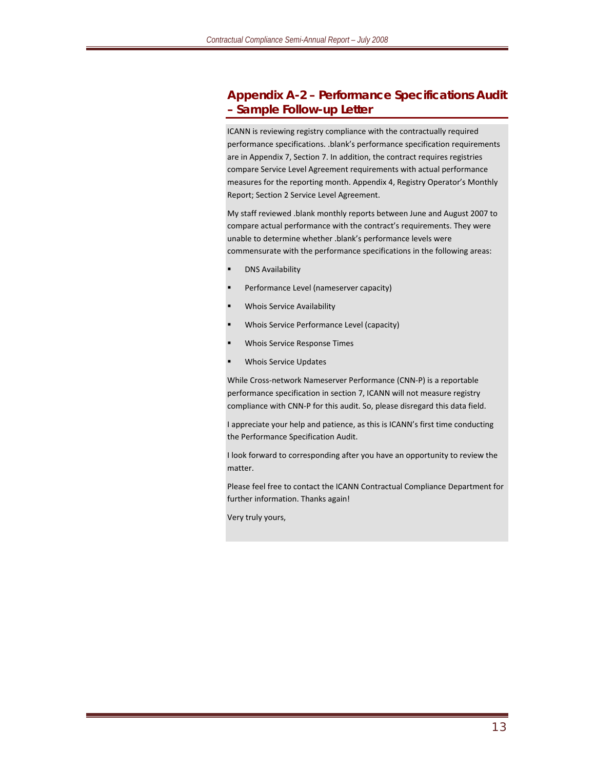## Appendix A-2 – Performance Specifications Audit – Sample Follow-up Letter

ICANN is reviewing registry compliance with the contractually required performance specifications. .blank's performance specification requirements are in Appendix 7, Section 7. In addition, the contract requires registries compare Service Level Agreement requirements with actual performance measures for the reporting month. Appendix 4, Registry Operator's Monthly Report; Section 2 Service Level Agreement.

My staff reviewed .blank monthly reports between June and August 2007 to compare actual performance with the contract's requirements. They were unable to determine whether .blank's performance levels were commensurate with the performance specifications in the following areas:

- DNS Availability
- Performance Level (nameserver capacity)
- Whois Service Availability
- Whois Service Performance Level (capacity)
- Whois Service Response Times
- Whois Service Updates

While Cross-network Nameserver Performance (CNN-P) is a reportable performance specification in section 7, ICANN will not measure registry compliance with CNN-P for this audit. So, please disregard this data field.

I appreciate your help and patience, as this is ICANN's first time conducting the Performance Specification Audit.

I look forward to corresponding after you have an opportunity to review the matter.

Please feel free to contact the ICANN Contractual Compliance Department for further information. Thanks again!

Very truly yours,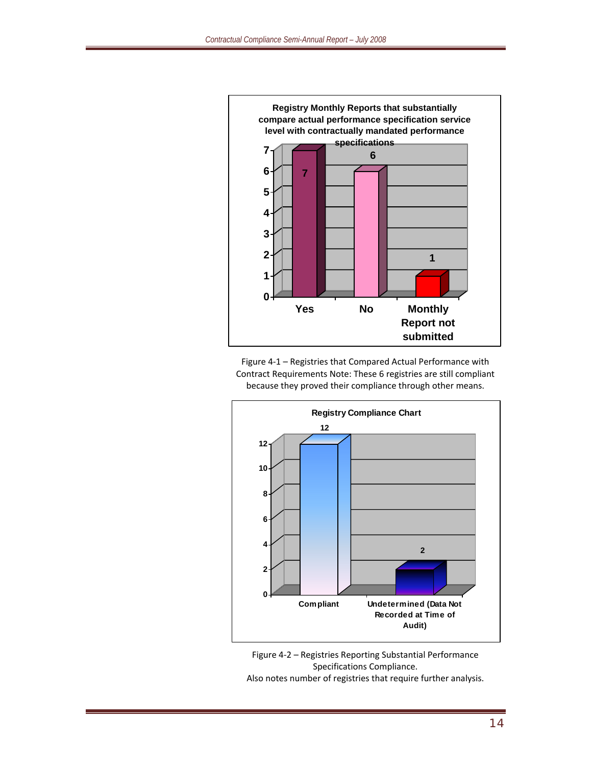**Registry Monthly Reports that substantially compare actual performance specification service level with contractually mandated performance specifications**

| Category | Count |
|---|---|
| Yes | 7 |
| No | 6 |
| Monthly Report not submitted | 1 |

Figure 4-1 – Registries that Compared Actual Performance with Contract Requirements Note: These 6 registries are still compliant because they proved their compliance through other means.

**Registry Compliance Chart**

| Category | Count |
|---|---|
| Compliant | 12 |
| Undetermined (Data Not Recorded at Time of Audit) | 2 |

Figure 4-2 – Registries Reporting Substantial Performance Specifications Compliance.
Also notes number of registries that require further analysis.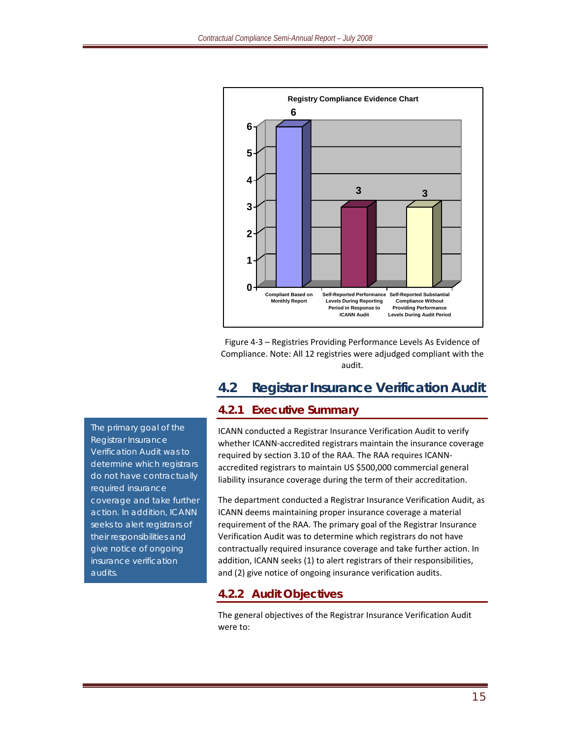**Registry Compliance Evidence Chart**

| Category | Count |
| --- | --- |
| Compliant Based on Monthly Report | 6 |
| Self-Reported Performance Levels During Reporting Period in Response to ICANN Audit | 3 |
| Self-Reported Substantial Compliance Without Providing Performance Levels During Audit Period | 3 |

Figure 4-3 – Registries Providing Performance Levels As Evidence of Compliance. Note: All 12 registries were adjudged compliant with the audit.

## 4.2 Registrar Insurance Verification Audit

### 4.2.1 Executive Summary

ICANN conducted a Registrar Insurance Verification Audit to verify whether ICANN-accredited registrars maintain the insurance coverage required by section 3.10 of the RAA. The RAA requires ICANN-accredited registrars to maintain US $500,000 commercial general liability insurance coverage during the term of their accreditation.

The department conducted a Registrar Insurance Verification Audit, as ICANN deems maintaining proper insurance coverage a material requirement of the RAA. The primary goal of the Registrar Insurance Verification Audit was to determine which registrars do not have contractually required insurance coverage and take further action. In addition, ICANN seeks (1) to alert registrars of their responsibilities, and (2) give notice of ongoing insurance verification audits.

> The primary goal of the Registrar Insurance Verification Audit was to determine which registrars do not have contractually required insurance coverage and take further action. In addition, ICANN seeks to alert registrars of their responsibilities and give notice of ongoing insurance verification audits.

### 4.2.2 Audit Objectives

The general objectives of the Registrar Insurance Verification Audit were to: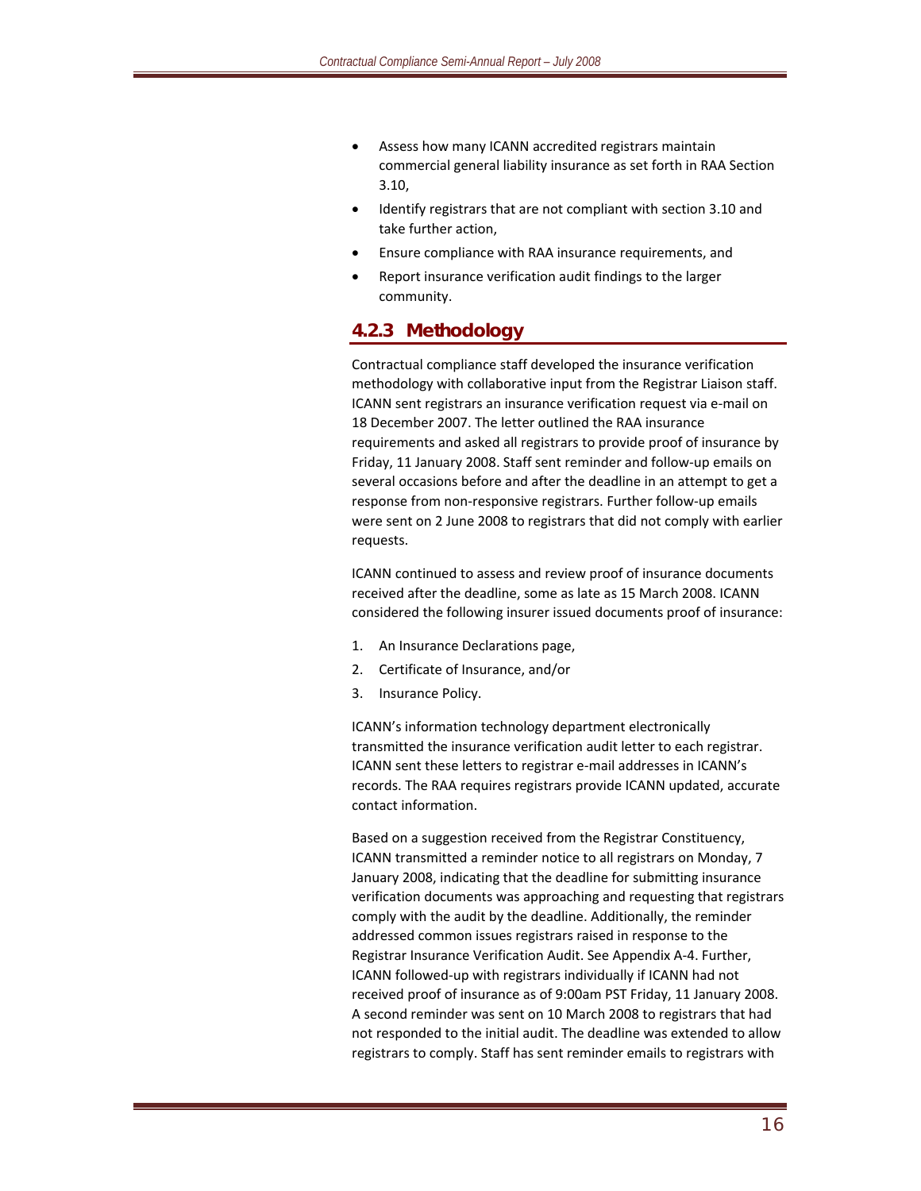- Assess how many ICANN accredited registrars maintain commercial general liability insurance as set forth in RAA Section 3.10,
- Identify registrars that are not compliant with section 3.10 and take further action,
- Ensure compliance with RAA insurance requirements, and
- Report insurance verification audit findings to the larger community.

### 4.2.3 Methodology

Contractual compliance staff developed the insurance verification methodology with collaborative input from the Registrar Liaison staff. ICANN sent registrars an insurance verification request via e-mail on 18 December 2007. The letter outlined the RAA insurance requirements and asked all registrars to provide proof of insurance by Friday, 11 January 2008. Staff sent reminder and follow-up emails on several occasions before and after the deadline in an attempt to get a response from non-responsive registrars. Further follow-up emails were sent on 2 June 2008 to registrars that did not comply with earlier requests.

ICANN continued to assess and review proof of insurance documents received after the deadline, some as late as 15 March 2008. ICANN considered the following insurer issued documents proof of insurance:

1. An Insurance Declarations page,
2. Certificate of Insurance, and/or
3. Insurance Policy.

ICANN's information technology department electronically transmitted the insurance verification audit letter to each registrar. ICANN sent these letters to registrar e-mail addresses in ICANN's records. The RAA requires registrars provide ICANN updated, accurate contact information.

Based on a suggestion received from the Registrar Constituency, ICANN transmitted a reminder notice to all registrars on Monday, 7 January 2008, indicating that the deadline for submitting insurance verification documents was approaching and requesting that registrars comply with the audit by the deadline. Additionally, the reminder addressed common issues registrars raised in response to the Registrar Insurance Verification Audit. See Appendix A-4. Further, ICANN followed-up with registrars individually if ICANN had not received proof of insurance as of 9:00am PST Friday, 11 January 2008. A second reminder was sent on 10 March 2008 to registrars that had not responded to the initial audit. The deadline was extended to allow registrars to comply. Staff has sent reminder emails to registrars with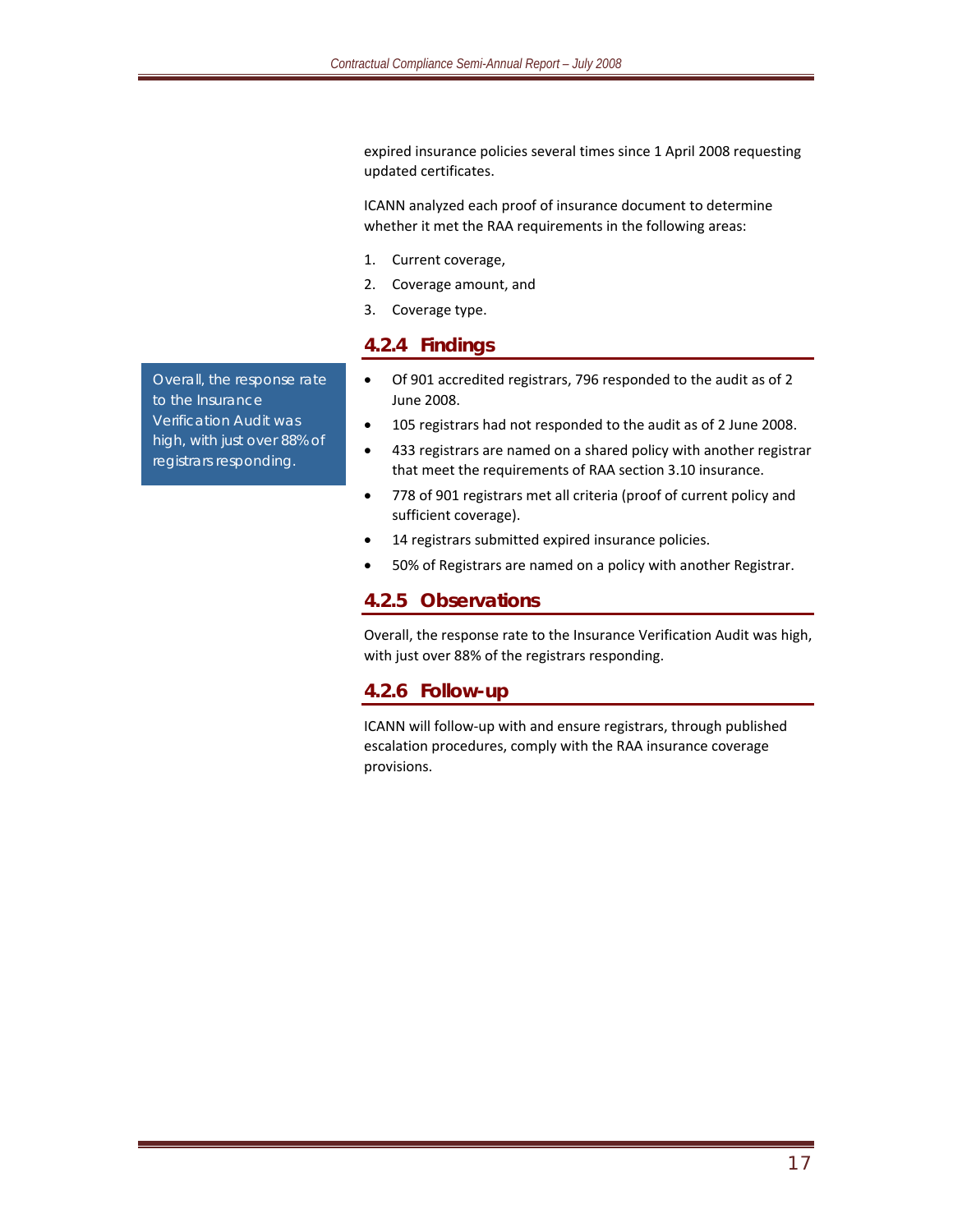expired insurance policies several times since 1 April 2008 requesting updated certificates.

ICANN analyzed each proof of insurance document to determine whether it met the RAA requirements in the following areas:

1. Current coverage,
2. Coverage amount, and
3. Coverage type.

### 4.2.4 Findings

> Overall, the response rate to the Insurance Verification Audit was high, with just over 88% of registrars responding.

- Of 901 accredited registrars, 796 responded to the audit as of 2 June 2008.
- 105 registrars had not responded to the audit as of 2 June 2008.
- 433 registrars are named on a shared policy with another registrar that meet the requirements of RAA section 3.10 insurance.
- 778 of 901 registrars met all criteria (proof of current policy and sufficient coverage).
- 14 registrars submitted expired insurance policies.
- 50% of Registrars are named on a policy with another Registrar.

### 4.2.5 Observations

Overall, the response rate to the Insurance Verification Audit was high, with just over 88% of the registrars responding.

### 4.2.6 Follow-up

ICANN will follow-up with and ensure registrars, through published escalation procedures, comply with the RAA insurance coverage provisions.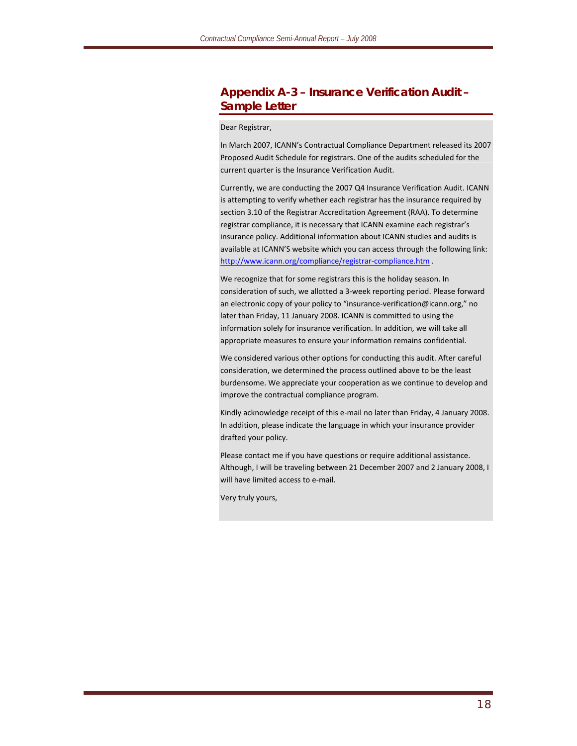## Appendix A-3 – Insurance Verification Audit – Sample Letter

Dear Registrar,

In March 2007, ICANN's Contractual Compliance Department released its 2007 Proposed Audit Schedule for registrars. One of the audits scheduled for the current quarter is the Insurance Verification Audit.

Currently, we are conducting the 2007 Q4 Insurance Verification Audit. ICANN is attempting to verify whether each registrar has the insurance required by section 3.10 of the Registrar Accreditation Agreement (RAA). To determine registrar compliance, it is necessary that ICANN examine each registrar's insurance policy. Additional information about ICANN studies and audits is available at ICANN'S website which you can access through the following link: http://www.icann.org/compliance/registrar-compliance.htm .

We recognize that for some registrars this is the holiday season. In consideration of such, we allotted a 3-week reporting period. Please forward an electronic copy of your policy to "insurance-verification@icann.org," no later than Friday, 11 January 2008. ICANN is committed to using the information solely for insurance verification. In addition, we will take all appropriate measures to ensure your information remains confidential.

We considered various other options for conducting this audit. After careful consideration, we determined the process outlined above to be the least burdensome. We appreciate your cooperation as we continue to develop and improve the contractual compliance program.

Kindly acknowledge receipt of this e-mail no later than Friday, 4 January 2008. In addition, please indicate the language in which your insurance provider drafted your policy.

Please contact me if you have questions or require additional assistance. Although, I will be traveling between 21 December 2007 and 2 January 2008, I will have limited access to e-mail.

Very truly yours,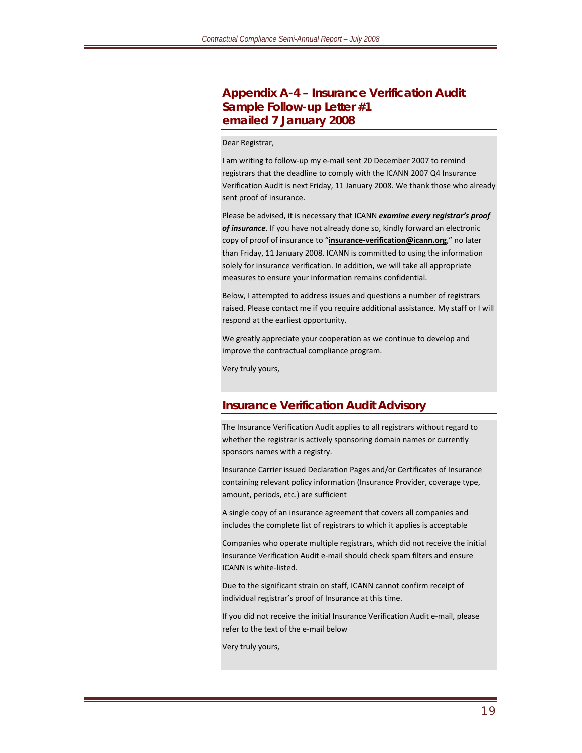## Appendix A-4 – Insurance Verification Audit Sample Follow-up Letter #1 emailed 7 January 2008

Dear Registrar,

I am writing to follow-up my e-mail sent 20 December 2007 to remind registrars that the deadline to comply with the ICANN 2007 Q4 Insurance Verification Audit is next Friday, 11 January 2008. We thank those who already sent proof of insurance.

Please be advised, it is necessary that ICANN ***examine every registrar's proof of insurance***. If you have not already done so, kindly forward an electronic copy of proof of insurance to "**insurance-verification@icann.org**," no later than Friday, 11 January 2008. ICANN is committed to using the information solely for insurance verification. In addition, we will take all appropriate measures to ensure your information remains confidential.

Below, I attempted to address issues and questions a number of registrars raised. Please contact me if you require additional assistance. My staff or I will respond at the earliest opportunity.

We greatly appreciate your cooperation as we continue to develop and improve the contractual compliance program.

Very truly yours,

## Insurance Verification Audit Advisory

The Insurance Verification Audit applies to all registrars without regard to whether the registrar is actively sponsoring domain names or currently sponsors names with a registry.

Insurance Carrier issued Declaration Pages and/or Certificates of Insurance containing relevant policy information (Insurance Provider, coverage type, amount, periods, etc.) are sufficient

A single copy of an insurance agreement that covers all companies and includes the complete list of registrars to which it applies is acceptable

Companies who operate multiple registrars, which did not receive the initial Insurance Verification Audit e-mail should check spam filters and ensure ICANN is white-listed.

Due to the significant strain on staff, ICANN cannot confirm receipt of individual registrar's proof of Insurance at this time.

If you did not receive the initial Insurance Verification Audit e-mail, please refer to the text of the e-mail below

Very truly yours,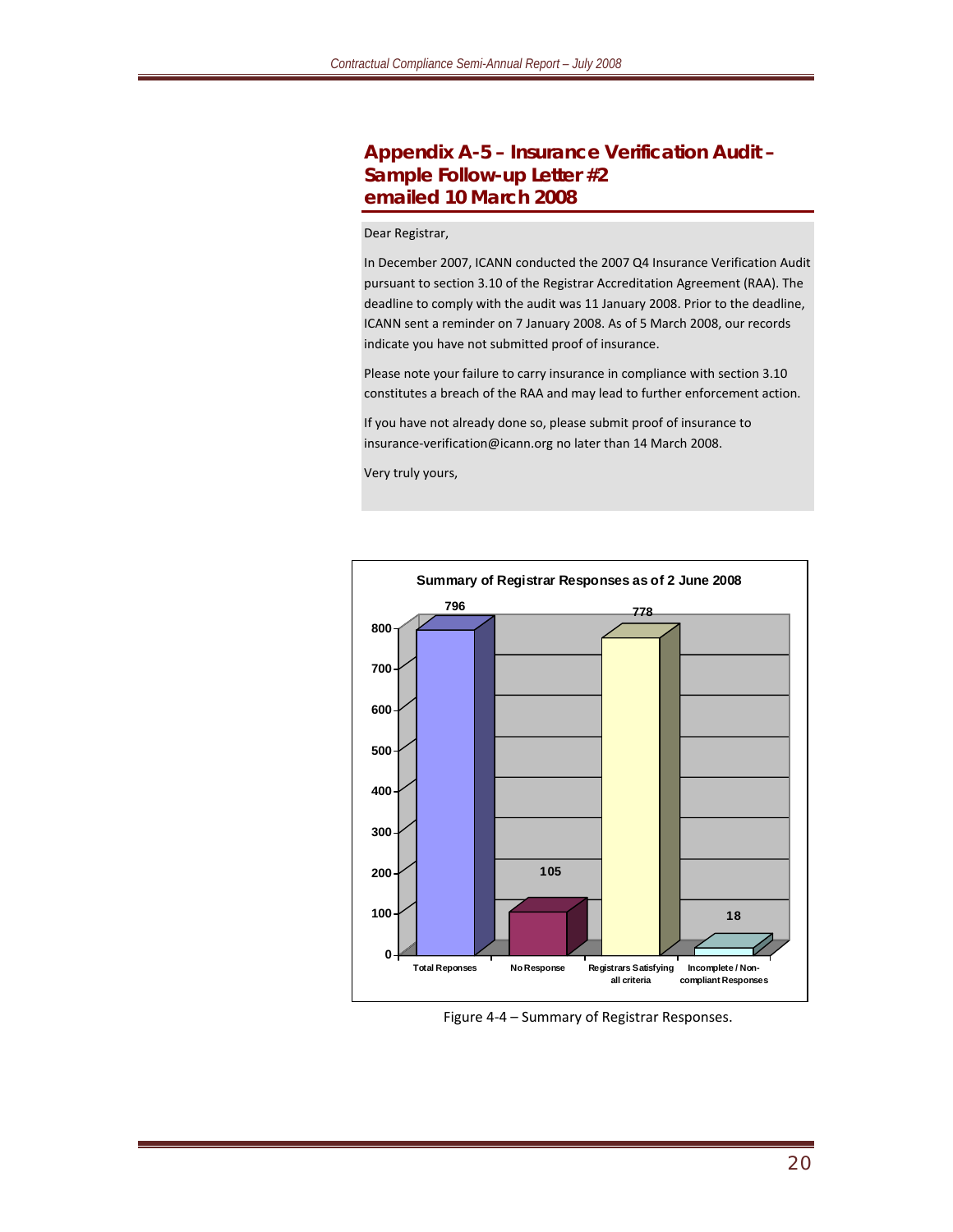## Appendix A-5 – Insurance Verification Audit – Sample Follow-up Letter #2 emailed 10 March 2008

Dear Registrar,

In December 2007, ICANN conducted the 2007 Q4 Insurance Verification Audit pursuant to section 3.10 of the Registrar Accreditation Agreement (RAA). The deadline to comply with the audit was 11 January 2008. Prior to the deadline, ICANN sent a reminder on 7 January 2008. As of 5 March 2008, our records indicate you have not submitted proof of insurance.

Please note your failure to carry insurance in compliance with section 3.10 constitutes a breach of the RAA and may lead to further enforcement action.

If you have not already done so, please submit proof of insurance to insurance-verification@icann.org no later than 14 March 2008.

Very truly yours,

**Summary of Registrar Responses as of 2 June 2008**

| Category | Count |
|---|---|
| Total Reponses | 796 |
| No Response | 105 |
| Registrars Satisfying all criteria | 778 |
| Incomplete / Non-compliant Responses | 18 |

Figure 4-4 – Summary of Registrar Responses.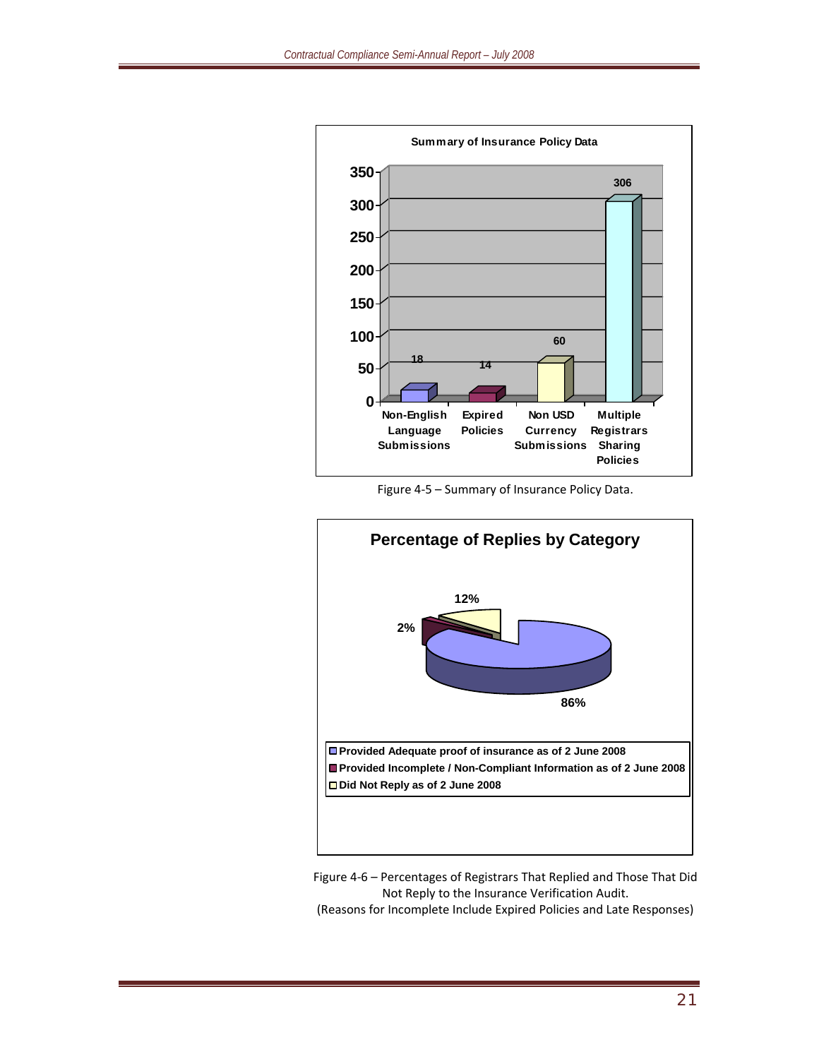**Summary of Insurance Policy Data**

| Category | Value |
|---|---|
| Non-English Language Submissions | 18 |
| Expired Policies | 14 |
| Non USD Currency Submissions | 60 |
| Multiple Registrars Sharing Policies | 306 |

Figure 4-5 – Summary of Insurance Policy Data.

**Percentage of Replies by Category**

| Category | Percentage |
|---|---|
| Provided Adequate proof of insurance as of 2 June 2008 | 86% |
| Provided Incomplete / Non-Compliant Information as of 2 June 2008 | 2% |
| Did Not Reply as of 2 June 2008 | 12% |

Figure 4-6 – Percentages of Registrars That Replied and Those That Did Not Reply to the Insurance Verification Audit.
(Reasons for Incomplete Include Expired Policies and Late Responses)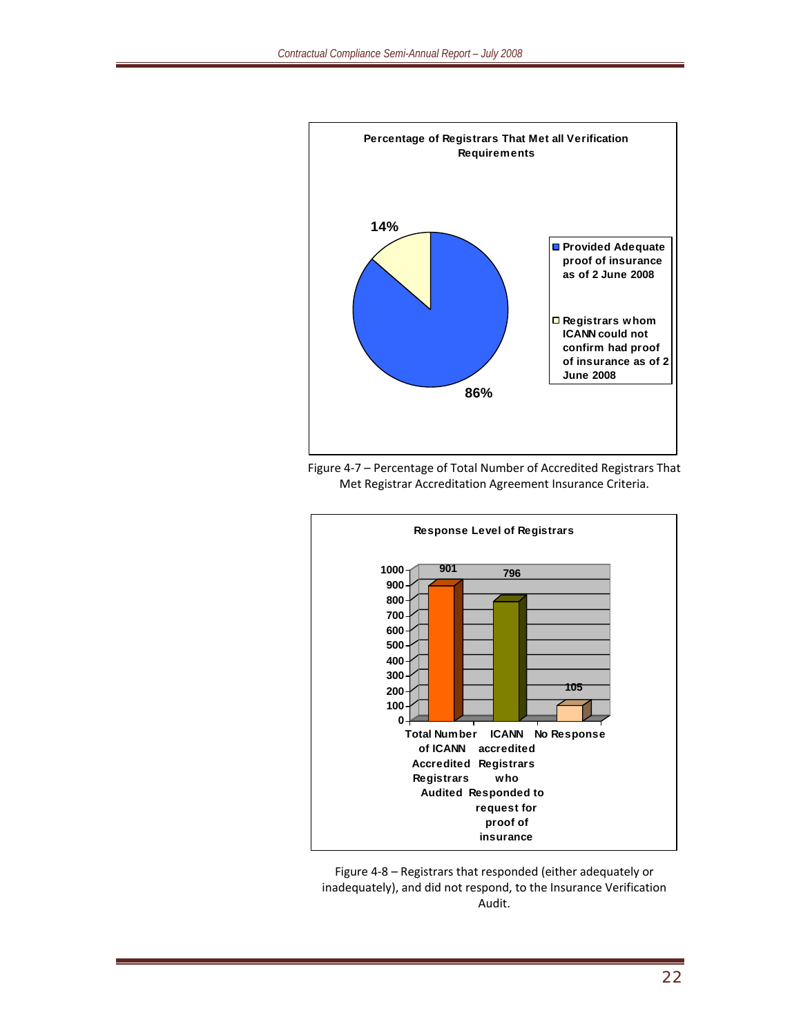**Percentage of Registrars That Met all Verification Requirements**

- Provided Adequate proof of insurance as of 2 June 2008: 86%
- Registrars whom ICANN could not confirm had proof of insurance as of 2 June 2008: 14%

Figure 4-7 – Percentage of Total Number of Accredited Registrars That Met Registrar Accreditation Agreement Insurance Criteria.

**Response Level of Registrars**

| Category | Value |
| --- | --- |
| Total Number of ICANN Accredited Registrars Audited | 901 |
| ICANN accredited Registrars who Responded to request for proof of insurance | 796 |
| No Response | 105 |

Figure 4-8 – Registrars that responded (either adequately or inadequately), and did not respond, to the Insurance Verification Audit.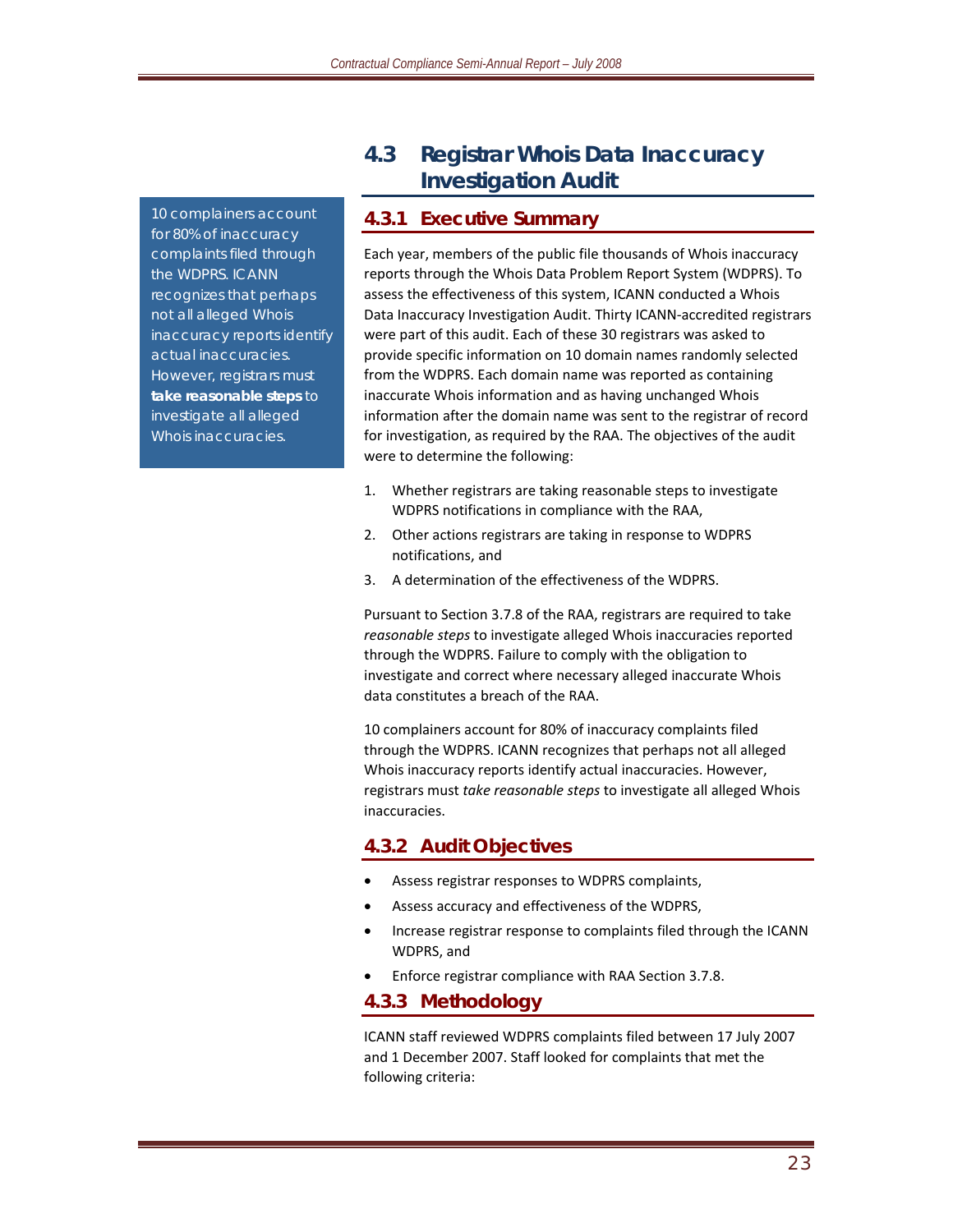## 4.3 Registrar Whois Data Inaccuracy Investigation Audit

> 10 complainers account for 80% of inaccuracy complaints filed through the WDPRS. ICANN recognizes that perhaps not all alleged Whois inaccuracy reports identify actual inaccuracies. However, registrars must **take reasonable steps** to investigate all alleged Whois inaccuracies.

### 4.3.1 Executive Summary

Each year, members of the public file thousands of Whois inaccuracy reports through the Whois Data Problem Report System (WDPRS). To assess the effectiveness of this system, ICANN conducted a Whois Data Inaccuracy Investigation Audit. Thirty ICANN-accredited registrars were part of this audit. Each of these 30 registrars was asked to provide specific information on 10 domain names randomly selected from the WDPRS. Each domain name was reported as containing inaccurate Whois information and as having unchanged Whois information after the domain name was sent to the registrar of record for investigation, as required by the RAA. The objectives of the audit were to determine the following:

1. Whether registrars are taking reasonable steps to investigate WDPRS notifications in compliance with the RAA,
2. Other actions registrars are taking in response to WDPRS notifications, and
3. A determination of the effectiveness of the WDPRS.

Pursuant to Section 3.7.8 of the RAA, registrars are required to take *reasonable steps* to investigate alleged Whois inaccuracies reported through the WDPRS. Failure to comply with the obligation to investigate and correct where necessary alleged inaccurate Whois data constitutes a breach of the RAA.

10 complainers account for 80% of inaccuracy complaints filed through the WDPRS. ICANN recognizes that perhaps not all alleged Whois inaccuracy reports identify actual inaccuracies. However, registrars must *take reasonable steps* to investigate all alleged Whois inaccuracies.

### 4.3.2 Audit Objectives

- Assess registrar responses to WDPRS complaints,
- Assess accuracy and effectiveness of the WDPRS,
- Increase registrar response to complaints filed through the ICANN WDPRS, and
- Enforce registrar compliance with RAA Section 3.7.8.

### 4.3.3 Methodology

ICANN staff reviewed WDPRS complaints filed between 17 July 2007 and 1 December 2007. Staff looked for complaints that met the following criteria: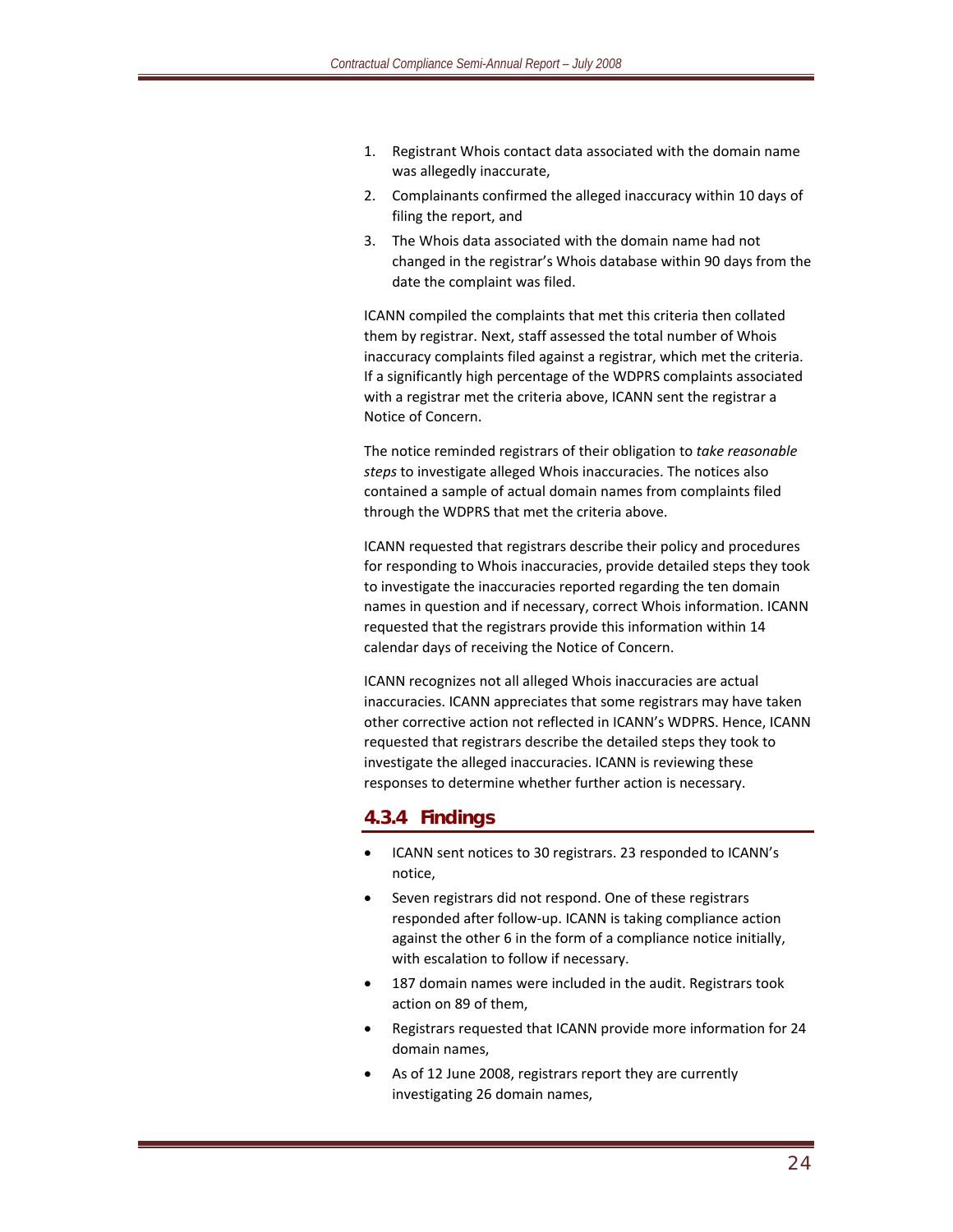1. Registrant Whois contact data associated with the domain name was allegedly inaccurate,
2. Complainants confirmed the alleged inaccuracy within 10 days of filing the report, and
3. The Whois data associated with the domain name had not changed in the registrar's Whois database within 90 days from the date the complaint was filed.

ICANN compiled the complaints that met this criteria then collated them by registrar. Next, staff assessed the total number of Whois inaccuracy complaints filed against a registrar, which met the criteria. If a significantly high percentage of the WDPRS complaints associated with a registrar met the criteria above, ICANN sent the registrar a Notice of Concern.

The notice reminded registrars of their obligation to *take reasonable steps* to investigate alleged Whois inaccuracies. The notices also contained a sample of actual domain names from complaints filed through the WDPRS that met the criteria above.

ICANN requested that registrars describe their policy and procedures for responding to Whois inaccuracies, provide detailed steps they took to investigate the inaccuracies reported regarding the ten domain names in question and if necessary, correct Whois information. ICANN requested that the registrars provide this information within 14 calendar days of receiving the Notice of Concern.

ICANN recognizes not all alleged Whois inaccuracies are actual inaccuracies. ICANN appreciates that some registrars may have taken other corrective action not reflected in ICANN's WDPRS. Hence, ICANN requested that registrars describe the detailed steps they took to investigate the alleged inaccuracies. ICANN is reviewing these responses to determine whether further action is necessary.

### 4.3.4 Findings

- ICANN sent notices to 30 registrars. 23 responded to ICANN's notice,
- Seven registrars did not respond. One of these registrars responded after follow-up. ICANN is taking compliance action against the other 6 in the form of a compliance notice initially, with escalation to follow if necessary.
- 187 domain names were included in the audit. Registrars took action on 89 of them,
- Registrars requested that ICANN provide more information for 24 domain names,
- As of 12 June 2008, registrars report they are currently investigating 26 domain names,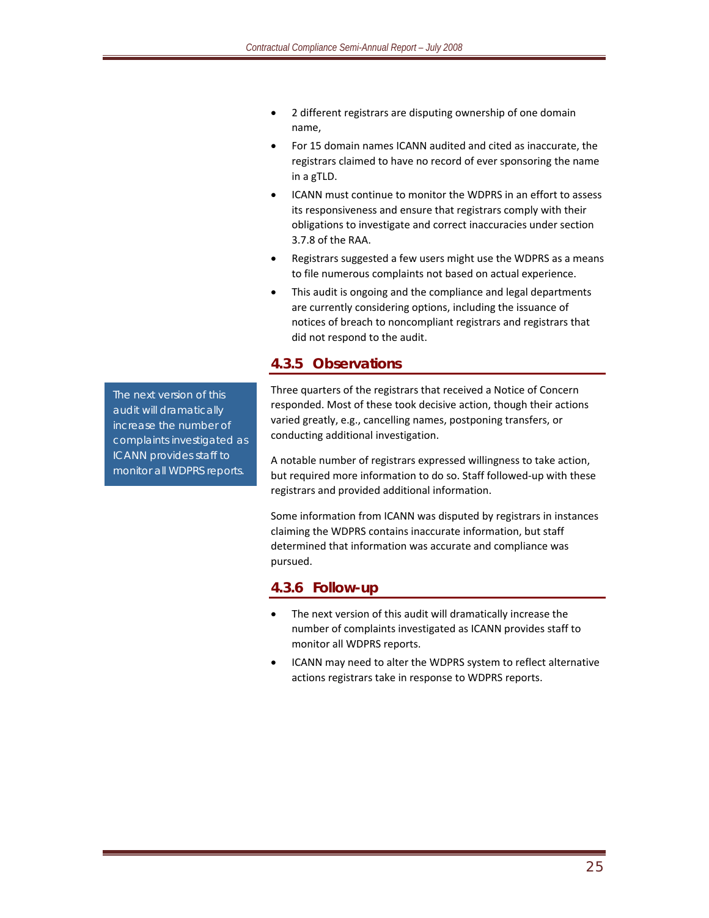- 2 different registrars are disputing ownership of one domain name,
- For 15 domain names ICANN audited and cited as inaccurate, the registrars claimed to have no record of ever sponsoring the name in a gTLD.
- ICANN must continue to monitor the WDPRS in an effort to assess its responsiveness and ensure that registrars comply with their obligations to investigate and correct inaccuracies under section 3.7.8 of the RAA.
- Registrars suggested a few users might use the WDPRS as a means to file numerous complaints not based on actual experience.
- This audit is ongoing and the compliance and legal departments are currently considering options, including the issuance of notices of breach to noncompliant registrars and registrars that did not respond to the audit.

### 4.3.5 Observations

> The next version of this audit will dramatically increase the number of complaints investigated as ICANN provides staff to monitor all WDPRS reports.

Three quarters of the registrars that received a Notice of Concern responded. Most of these took decisive action, though their actions varied greatly, e.g., cancelling names, postponing transfers, or conducting additional investigation.

A notable number of registrars expressed willingness to take action, but required more information to do so. Staff followed-up with these registrars and provided additional information.

Some information from ICANN was disputed by registrars in instances claiming the WDPRS contains inaccurate information, but staff determined that information was accurate and compliance was pursued.

### 4.3.6 Follow-up

- The next version of this audit will dramatically increase the number of complaints investigated as ICANN provides staff to monitor all WDPRS reports.
- ICANN may need to alter the WDPRS system to reflect alternative actions registrars take in response to WDPRS reports.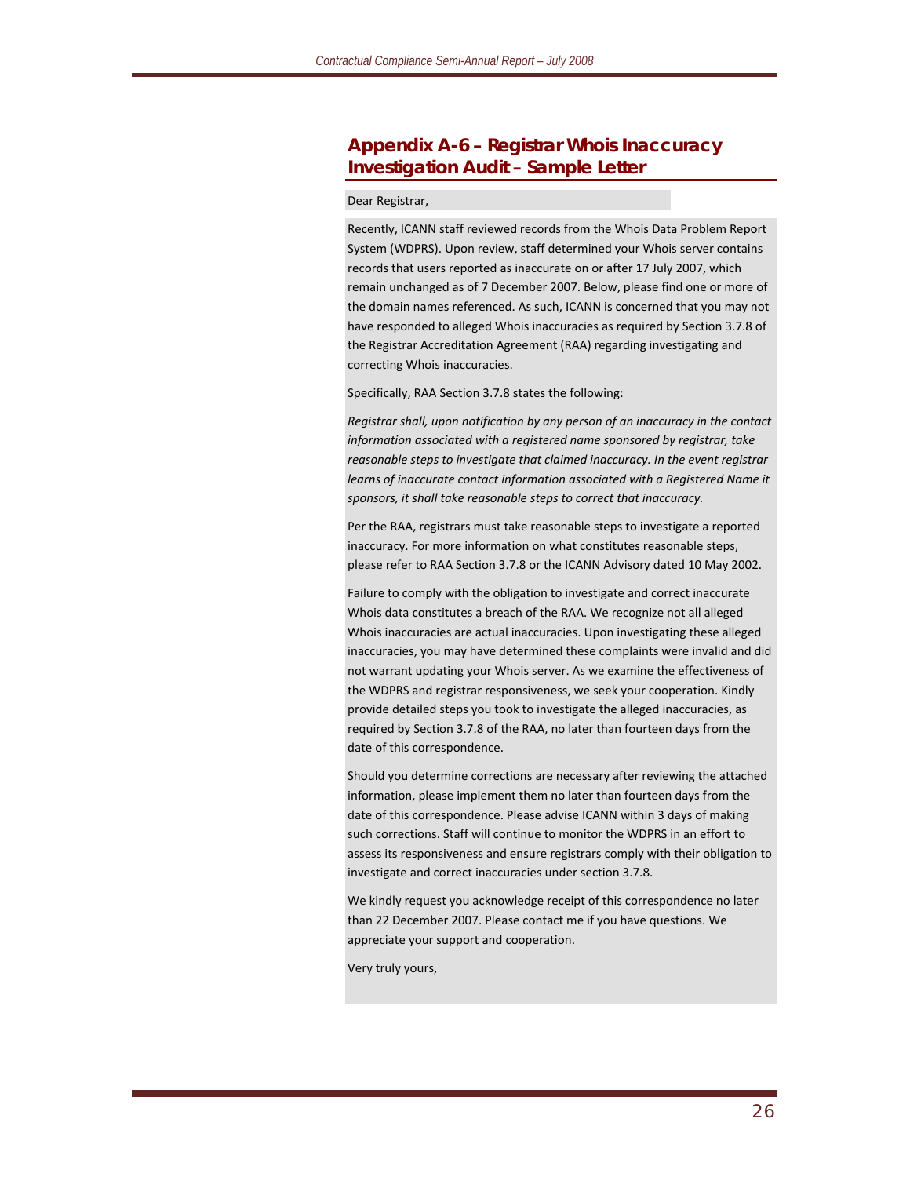## Appendix A-6 – Registrar Whois Inaccuracy Investigation Audit – Sample Letter

Dear Registrar,

Recently, ICANN staff reviewed records from the Whois Data Problem Report System (WDPRS). Upon review, staff determined your Whois server contains records that users reported as inaccurate on or after 17 July 2007, which remain unchanged as of 7 December 2007. Below, please find one or more of the domain names referenced. As such, ICANN is concerned that you may not have responded to alleged Whois inaccuracies as required by Section 3.7.8 of the Registrar Accreditation Agreement (RAA) regarding investigating and correcting Whois inaccuracies.

Specifically, RAA Section 3.7.8 states the following:

*Registrar shall, upon notification by any person of an inaccuracy in the contact information associated with a registered name sponsored by registrar, take reasonable steps to investigate that claimed inaccuracy. In the event registrar learns of inaccurate contact information associated with a Registered Name it sponsors, it shall take reasonable steps to correct that inaccuracy.*

Per the RAA, registrars must take reasonable steps to investigate a reported inaccuracy. For more information on what constitutes reasonable steps, please refer to RAA Section 3.7.8 or the ICANN Advisory dated 10 May 2002.

Failure to comply with the obligation to investigate and correct inaccurate Whois data constitutes a breach of the RAA. We recognize not all alleged Whois inaccuracies are actual inaccuracies. Upon investigating these alleged inaccuracies, you may have determined these complaints were invalid and did not warrant updating your Whois server. As we examine the effectiveness of the WDPRS and registrar responsiveness, we seek your cooperation. Kindly provide detailed steps you took to investigate the alleged inaccuracies, as required by Section 3.7.8 of the RAA, no later than fourteen days from the date of this correspondence.

Should you determine corrections are necessary after reviewing the attached information, please implement them no later than fourteen days from the date of this correspondence. Please advise ICANN within 3 days of making such corrections. Staff will continue to monitor the WDPRS in an effort to assess its responsiveness and ensure registrars comply with their obligation to investigate and correct inaccuracies under section 3.7.8.

We kindly request you acknowledge receipt of this correspondence no later than 22 December 2007. Please contact me if you have questions. We appreciate your support and cooperation.

Very truly yours,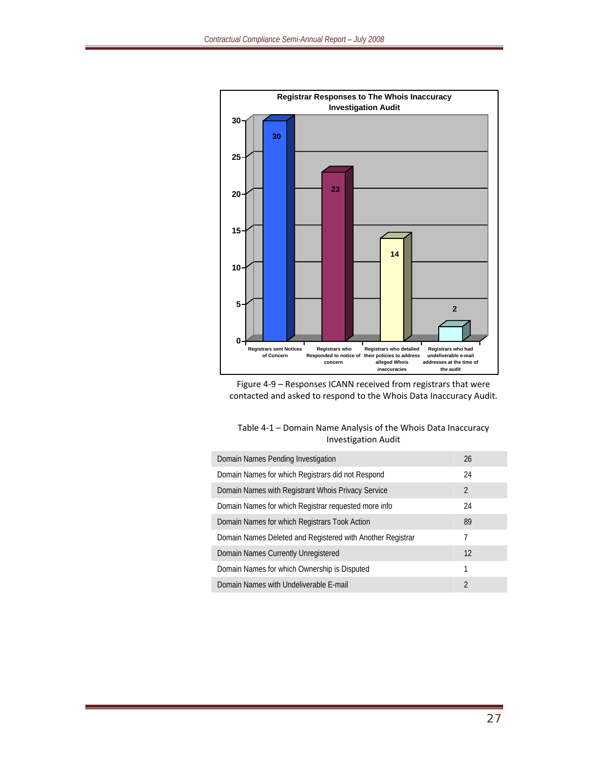**Registrar Responses to The Whois Inaccuracy Investigation Audit**

| Category | Count |
|---|---|
| Registrars sent Notices of Concern | 30 |
| Registrars who Responded to notice of concern | 23 |
| Registrars who detailed their policies to address alleged Whois inaccuracies | 14 |
| Registrars who had undeliverable e-mail addresses at the time of the audit | 2 |

Figure 4-9 – Responses ICANN received from registrars that were contacted and asked to respond to the Whois Data Inaccuracy Audit.

Table 4-1 – Domain Name Analysis of the Whois Data Inaccuracy Investigation Audit

| | |
|---|---|
| Domain Names Pending Investigation | 26 |
| Domain Names for which Registrars did not Respond | 24 |
| Domain Names with Registrant Whois Privacy Service | 2 |
| Domain Names for which Registrar requested more info | 24 |
| Domain Names for which Registrars Took Action | 89 |
| Domain Names Deleted and Registered with Another Registrar | 7 |
| Domain Names Currently Unregistered | 12 |
| Domain Names for which Ownership is Disputed | 1 |
| Domain Names with Undeliverable E-mail | 2 |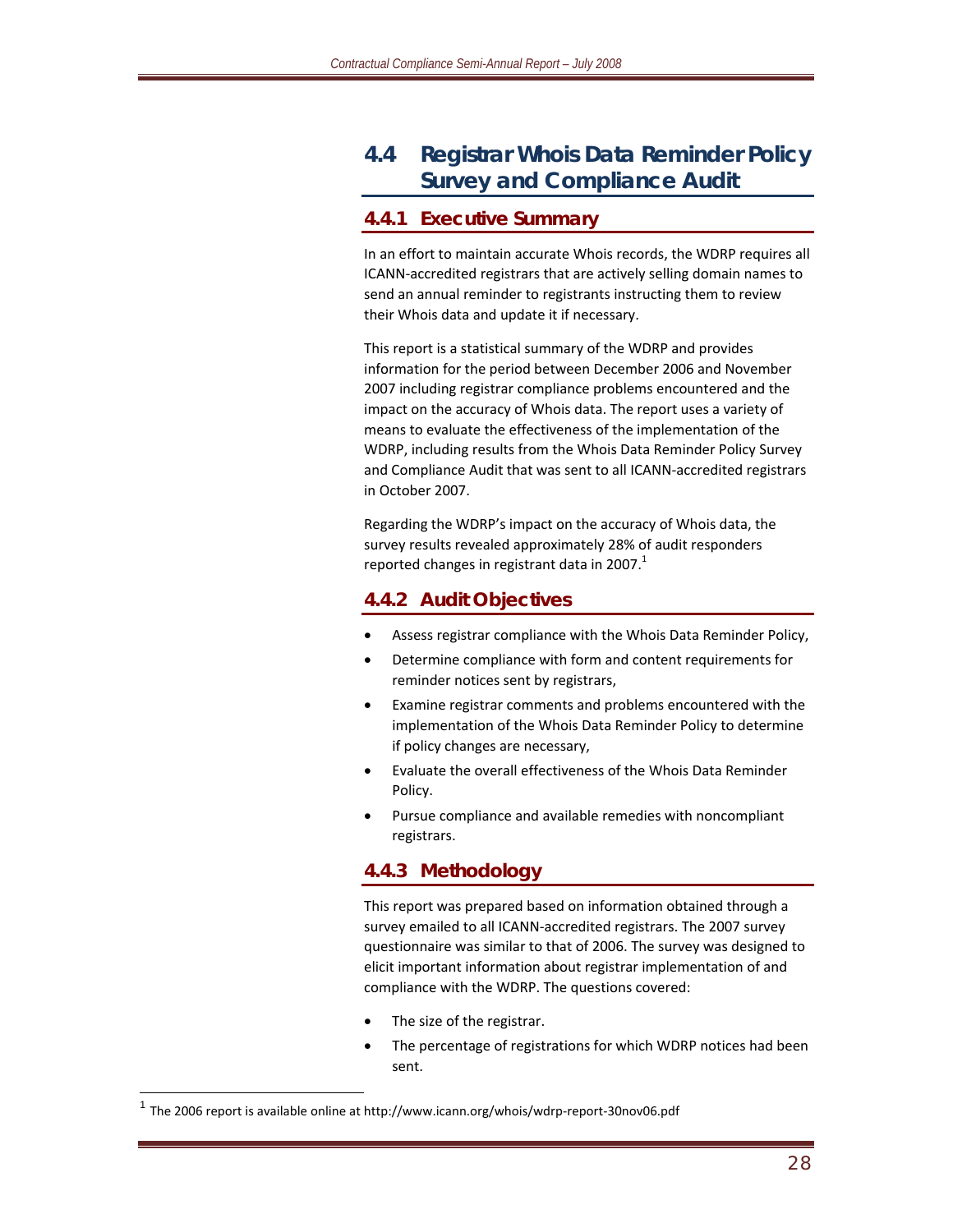## 4.4 Registrar Whois Data Reminder Policy Survey and Compliance Audit

### 4.4.1 Executive Summary

In an effort to maintain accurate Whois records, the WDRP requires all ICANN-accredited registrars that are actively selling domain names to send an annual reminder to registrants instructing them to review their Whois data and update it if necessary.

This report is a statistical summary of the WDRP and provides information for the period between December 2006 and November 2007 including registrar compliance problems encountered and the impact on the accuracy of Whois data. The report uses a variety of means to evaluate the effectiveness of the implementation of the WDRP, including results from the Whois Data Reminder Policy Survey and Compliance Audit that was sent to all ICANN-accredited registrars in October 2007.

Regarding the WDRP's impact on the accuracy of Whois data, the survey results revealed approximately 28% of audit responders reported changes in registrant data in 2007.[1]

### 4.4.2 Audit Objectives

- Assess registrar compliance with the Whois Data Reminder Policy,
- Determine compliance with form and content requirements for reminder notices sent by registrars,
- Examine registrar comments and problems encountered with the implementation of the Whois Data Reminder Policy to determine if policy changes are necessary,
- Evaluate the overall effectiveness of the Whois Data Reminder Policy.
- Pursue compliance and available remedies with noncompliant registrars.

### 4.4.3 Methodology

This report was prepared based on information obtained through a survey emailed to all ICANN-accredited registrars. The 2007 survey questionnaire was similar to that of 2006. The survey was designed to elicit important information about registrar implementation of and compliance with the WDRP. The questions covered:

- The size of the registrar.
- The percentage of registrations for which WDRP notices had been sent.

[1] The 2006 report is available online at http://www.icann.org/whois/wdrp-report-30nov06.pdf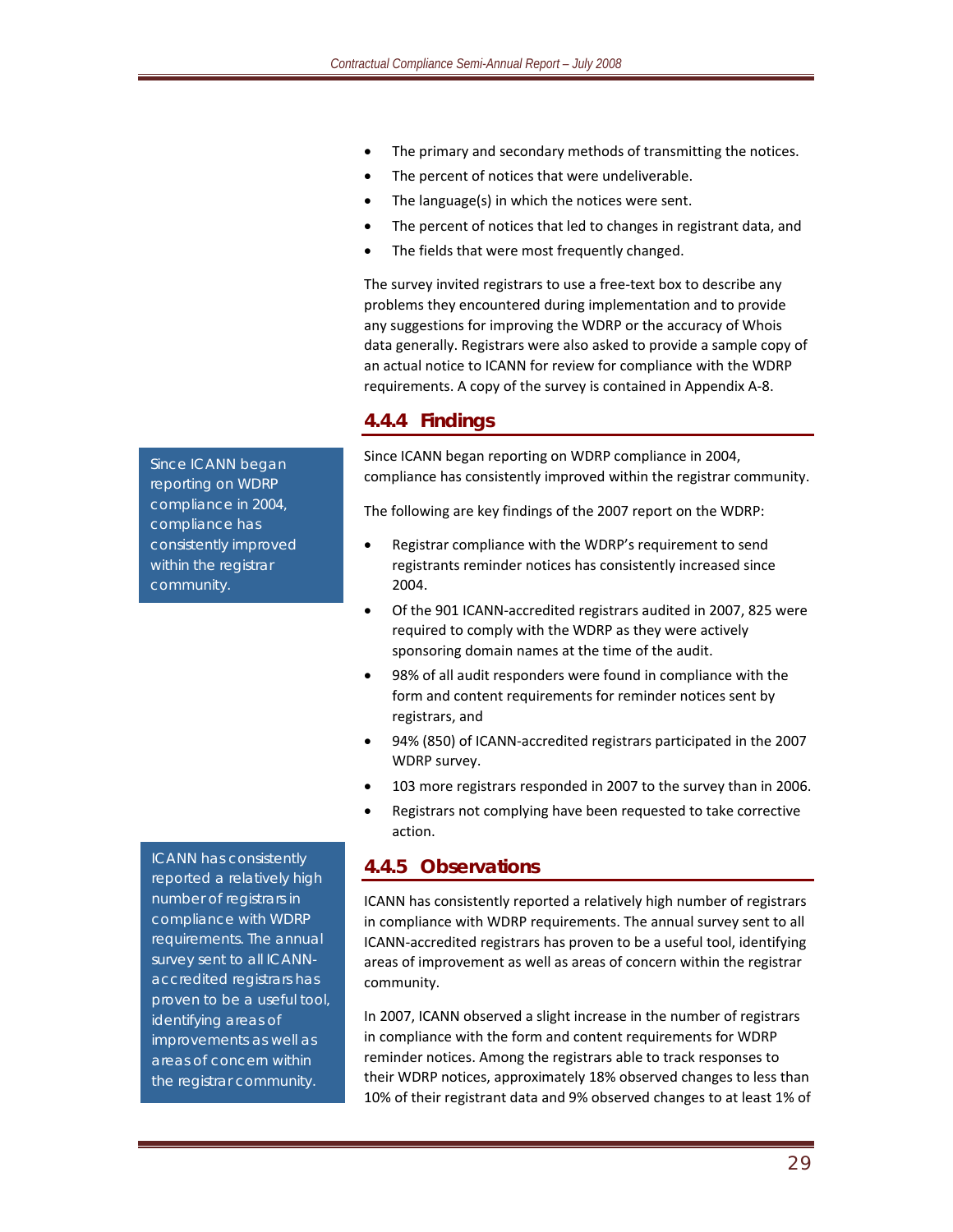- The primary and secondary methods of transmitting the notices.
- The percent of notices that were undeliverable.
- The language(s) in which the notices were sent.
- The percent of notices that led to changes in registrant data, and
- The fields that were most frequently changed.

The survey invited registrars to use a free-text box to describe any problems they encountered during implementation and to provide any suggestions for improving the WDRP or the accuracy of Whois data generally. Registrars were also asked to provide a sample copy of an actual notice to ICANN for review for compliance with the WDRP requirements. A copy of the survey is contained in Appendix A-8.

### 4.4.4 Findings

> Since ICANN began reporting on WDRP compliance in 2004, compliance has consistently improved within the registrar community.

Since ICANN began reporting on WDRP compliance in 2004, compliance has consistently improved within the registrar community.

The following are key findings of the 2007 report on the WDRP:

- Registrar compliance with the WDRP's requirement to send registrants reminder notices has consistently increased since 2004.
- Of the 901 ICANN-accredited registrars audited in 2007, 825 were required to comply with the WDRP as they were actively sponsoring domain names at the time of the audit.
- 98% of all audit responders were found in compliance with the form and content requirements for reminder notices sent by registrars, and
- 94% (850) of ICANN-accredited registrars participated in the 2007 WDRP survey.
- 103 more registrars responded in 2007 to the survey than in 2006.
- Registrars not complying have been requested to take corrective action.

### 4.4.5 Observations

> ICANN has consistently reported a relatively high number of registrars in compliance with WDRP requirements. The annual survey sent to all ICANN-accredited registrars has proven to be a useful tool, identifying areas of improvements as well as areas of concern within the registrar community.

ICANN has consistently reported a relatively high number of registrars in compliance with WDRP requirements. The annual survey sent to all ICANN-accredited registrars has proven to be a useful tool, identifying areas of improvement as well as areas of concern within the registrar community.

In 2007, ICANN observed a slight increase in the number of registrars in compliance with the form and content requirements for WDRP reminder notices. Among the registrars able to track responses to their WDRP notices, approximately 18% observed changes to less than 10% of their registrant data and 9% observed changes to at least 1% of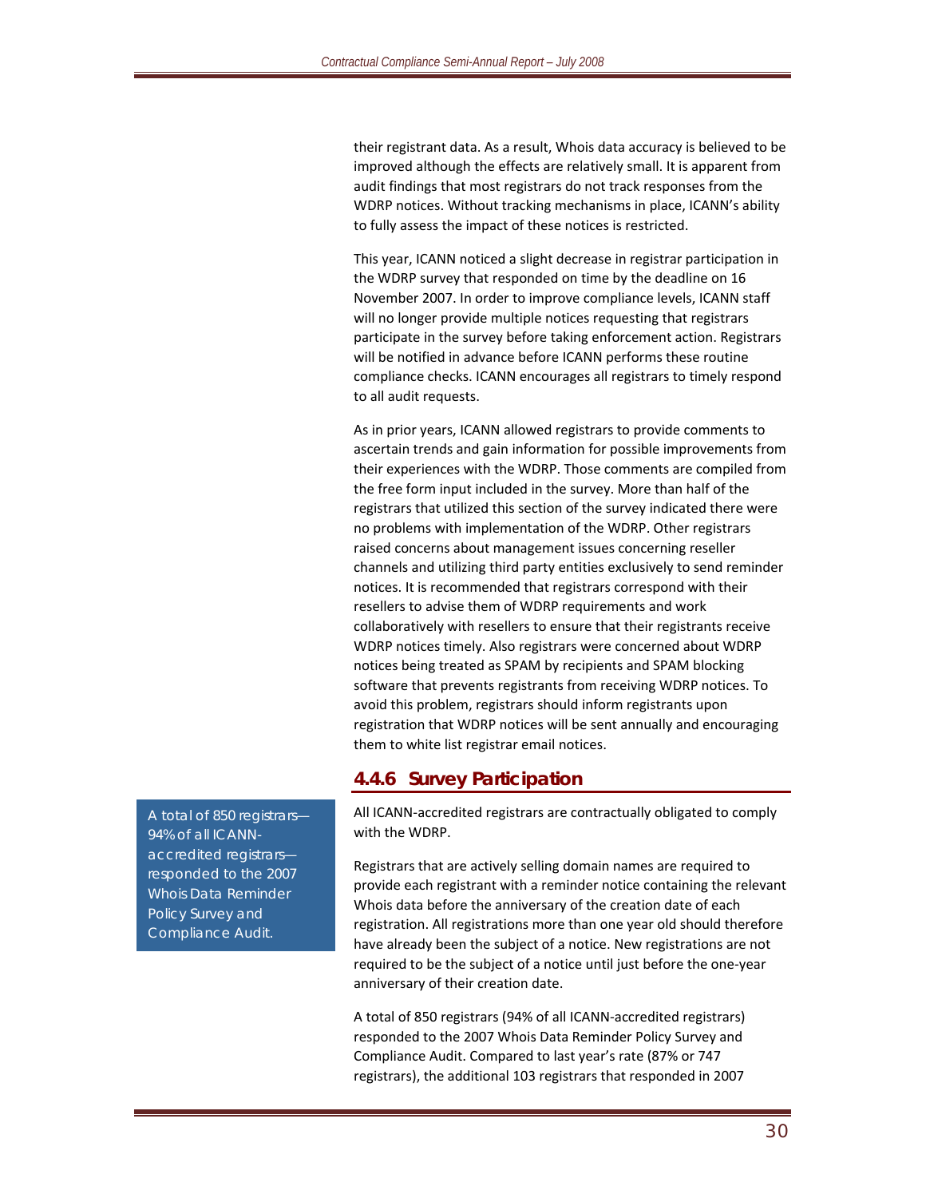their registrant data. As a result, Whois data accuracy is believed to be improved although the effects are relatively small. It is apparent from audit findings that most registrars do not track responses from the WDRP notices. Without tracking mechanisms in place, ICANN's ability to fully assess the impact of these notices is restricted.

This year, ICANN noticed a slight decrease in registrar participation in the WDRP survey that responded on time by the deadline on 16 November 2007. In order to improve compliance levels, ICANN staff will no longer provide multiple notices requesting that registrars participate in the survey before taking enforcement action. Registrars will be notified in advance before ICANN performs these routine compliance checks. ICANN encourages all registrars to timely respond to all audit requests.

As in prior years, ICANN allowed registrars to provide comments to ascertain trends and gain information for possible improvements from their experiences with the WDRP. Those comments are compiled from the free form input included in the survey. More than half of the registrars that utilized this section of the survey indicated there were no problems with implementation of the WDRP. Other registrars raised concerns about management issues concerning reseller channels and utilizing third party entities exclusively to send reminder notices. It is recommended that registrars correspond with their resellers to advise them of WDRP requirements and work collaboratively with resellers to ensure that their registrants receive WDRP notices timely. Also registrars were concerned about WDRP notices being treated as SPAM by recipients and SPAM blocking software that prevents registrants from receiving WDRP notices. To avoid this problem, registrars should inform registrants upon registration that WDRP notices will be sent annually and encouraging them to white list registrar email notices.

### 4.4.6 Survey Participation

> A total of 850 registrars—94% of all ICANN-accredited registrars—responded to the 2007 Whois Data Reminder Policy Survey and Compliance Audit.

All ICANN-accredited registrars are contractually obligated to comply with the WDRP.

Registrars that are actively selling domain names are required to provide each registrant with a reminder notice containing the relevant Whois data before the anniversary of the creation date of each registration. All registrations more than one year old should therefore have already been the subject of a notice. New registrations are not required to be the subject of a notice until just before the one-year anniversary of their creation date.

A total of 850 registrars (94% of all ICANN-accredited registrars) responded to the 2007 Whois Data Reminder Policy Survey and Compliance Audit. Compared to last year's rate (87% or 747 registrars), the additional 103 registrars that responded in 2007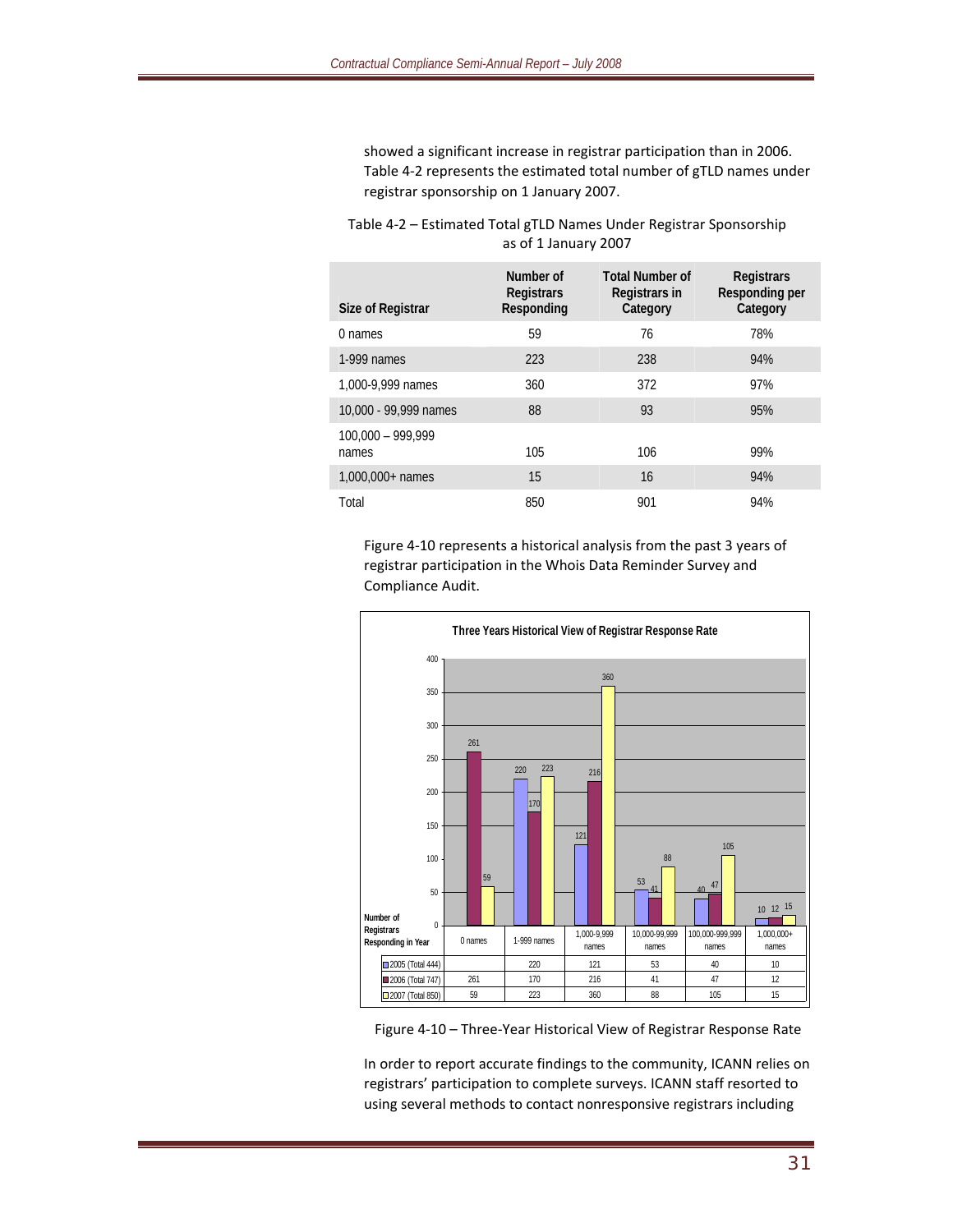showed a significant increase in registrar participation than in 2006. Table 4-2 represents the estimated total number of gTLD names under registrar sponsorship on 1 January 2007.

Table 4-2 – Estimated Total gTLD Names Under Registrar Sponsorship as of 1 January 2007

| Size of Registrar | Number of Registrars Responding | Total Number of Registrars in Category | Registrars Responding per Category |
|---|---|---|---|
| 0 names | 59 | 76 | 78% |
| 1-999 names | 223 | 238 | 94% |
| 1,000-9,999 names | 360 | 372 | 97% |
| 10,000 - 99,999 names | 88 | 93 | 95% |
| 100,000 – 999,999 names | 105 | 106 | 99% |
| 1,000,000+ names | 15 | 16 | 94% |
| Total | 850 | 901 | 94% |

Figure 4-10 represents a historical analysis from the past 3 years of registrar participation in the Whois Data Reminder Survey and Compliance Audit.

**Three Years Historical View of Registrar Response Rate**

| Number of Registrars Responding in Year | 0 names | 1-999 names | 1,000-9,999 names | 10,000-99,999 names | 100,000-999,999 names | 1,000,000+ names |
|---|---|---|---|---|---|---|
| 2005 (Total 444) | | 220 | 121 | 53 | 40 | 10 |
| 2006 (Total 747) | 261 | 170 | 216 | 41 | 47 | 12 |
| 2007 (Total 850) | 59 | 223 | 360 | 88 | 105 | 15 |

Figure 4-10 – Three-Year Historical View of Registrar Response Rate

In order to report accurate findings to the community, ICANN relies on registrars' participation to complete surveys. ICANN staff resorted to using several methods to contact nonresponsive registrars including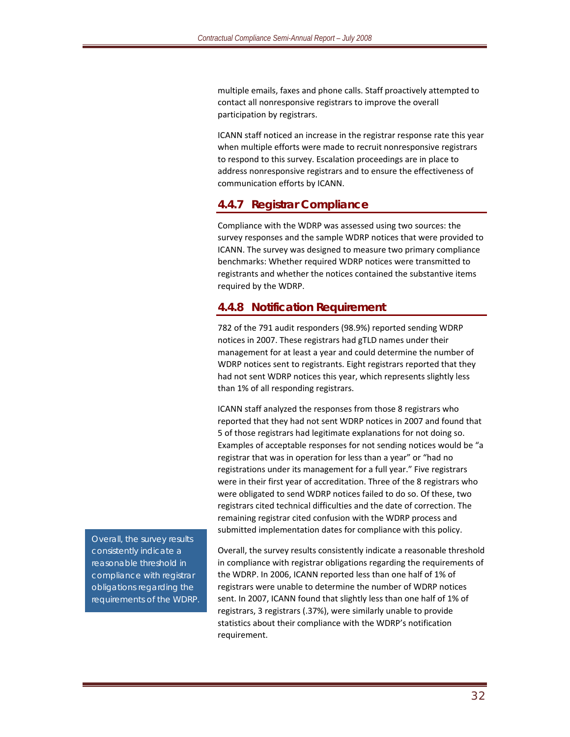multiple emails, faxes and phone calls. Staff proactively attempted to contact all nonresponsive registrars to improve the overall participation by registrars.

ICANN staff noticed an increase in the registrar response rate this year when multiple efforts were made to recruit nonresponsive registrars to respond to this survey. Escalation proceedings are in place to address nonresponsive registrars and to ensure the effectiveness of communication efforts by ICANN.

### 4.4.7 Registrar Compliance

Compliance with the WDRP was assessed using two sources: the survey responses and the sample WDRP notices that were provided to ICANN. The survey was designed to measure two primary compliance benchmarks: Whether required WDRP notices were transmitted to registrants and whether the notices contained the substantive items required by the WDRP.

### 4.4.8 Notification Requirement

782 of the 791 audit responders (98.9%) reported sending WDRP notices in 2007. These registrars had gTLD names under their management for at least a year and could determine the number of WDRP notices sent to registrants. Eight registrars reported that they had not sent WDRP notices this year, which represents slightly less than 1% of all responding registrars.

ICANN staff analyzed the responses from those 8 registrars who reported that they had not sent WDRP notices in 2007 and found that 5 of those registrars had legitimate explanations for not doing so. Examples of acceptable responses for not sending notices would be "a registrar that was in operation for less than a year" or "had no registrations under its management for a full year." Five registrars were in their first year of accreditation. Three of the 8 registrars who were obligated to send WDRP notices failed to do so. Of these, two registrars cited technical difficulties and the date of correction. The remaining registrar cited confusion with the WDRP process and submitted implementation dates for compliance with this policy.

> Overall, the survey results consistently indicate a reasonable threshold in compliance with registrar obligations regarding the requirements of the WDRP.

Overall, the survey results consistently indicate a reasonable threshold in compliance with registrar obligations regarding the requirements of the WDRP. In 2006, ICANN reported less than one half of 1% of registrars were unable to determine the number of WDRP notices sent. In 2007, ICANN found that slightly less than one half of 1% of registrars, 3 registrars (.37%), were similarly unable to provide statistics about their compliance with the WDRP's notification requirement.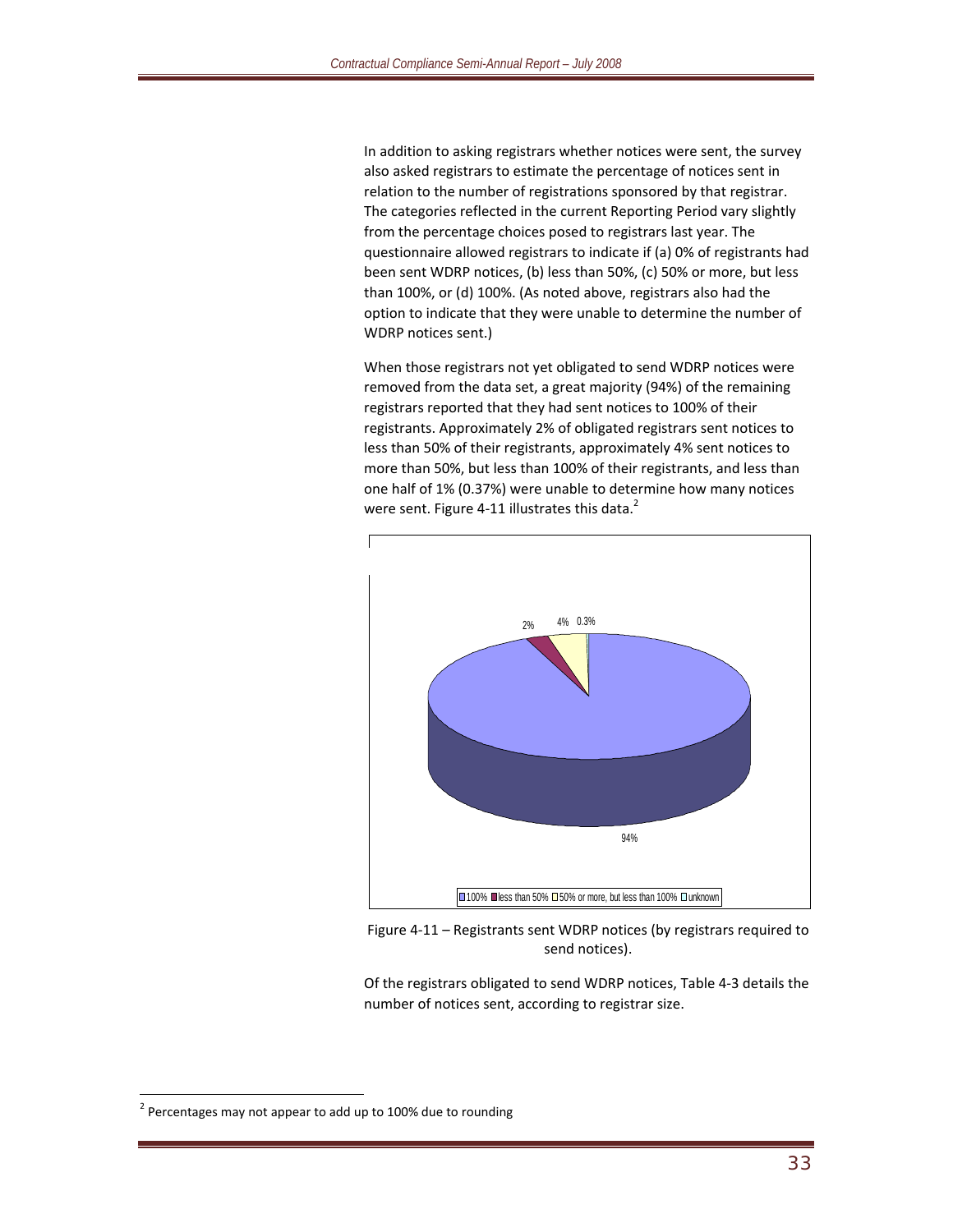In addition to asking registrars whether notices were sent, the survey also asked registrars to estimate the percentage of notices sent in relation to the number of registrations sponsored by that registrar. The categories reflected in the current Reporting Period vary slightly from the percentage choices posed to registrars last year. The questionnaire allowed registrars to indicate if (a) 0% of registrants had been sent WDRP notices, (b) less than 50%, (c) 50% or more, but less than 100%, or (d) 100%. (As noted above, registrars also had the option to indicate that they were unable to determine the number of WDRP notices sent.)

When those registrars not yet obligated to send WDRP notices were removed from the data set, a great majority (94%) of the remaining registrars reported that they had sent notices to 100% of their registrants. Approximately 2% of obligated registrars sent notices to less than 50% of their registrants, approximately 4% sent notices to more than 50%, but less than 100% of their registrants, and less than one half of 1% (0.37%) were unable to determine how many notices were sent. Figure 4-11 illustrates this data.[2]

Figure 4-11 – Registrants sent WDRP notices (by registrars required to send notices).

Of the registrars obligated to send WDRP notices, Table 4-3 details the number of notices sent, according to registrar size.

[2] Percentages may not appear to add up to 100% due to rounding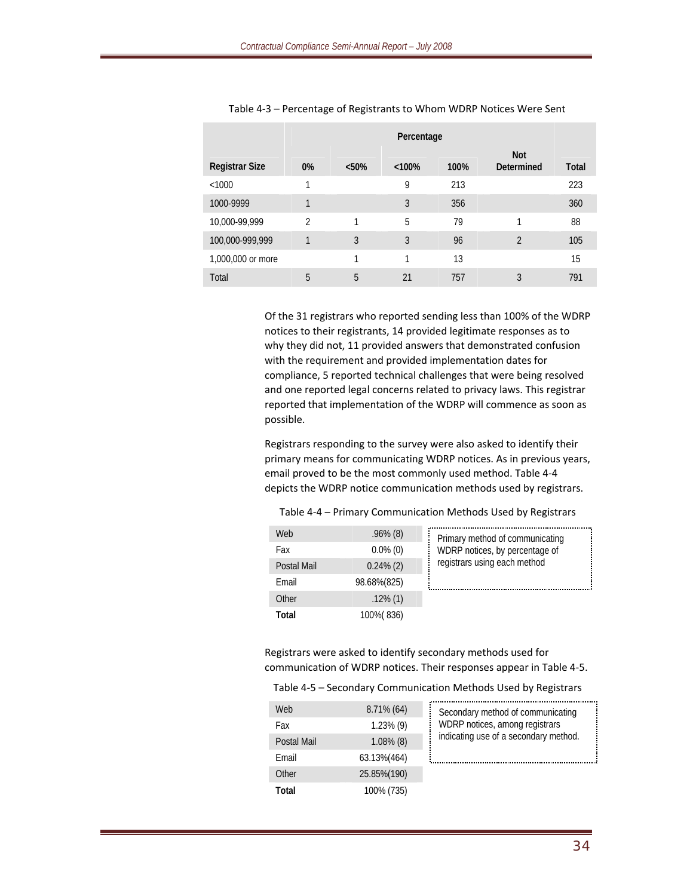Table 4-3 – Percentage of Registrants to Whom WDRP Notices Were Sent

| | Percentage | | | | | |
|---|---|---|---|---|---|---|
| Registrar Size | 0% | <50% | <100% | 100% | Not Determined | Total |
| <1000 | 1 | | 9 | 213 | | 223 |
| 1000-9999 | 1 | | 3 | 356 | | 360 |
| 10,000-99,999 | 2 | 1 | 5 | 79 | 1 | 88 |
| 100,000-999,999 | 1 | 3 | 3 | 96 | 2 | 105 |
| 1,000,000 or more | | 1 | 1 | 13 | | 15 |
| Total | 5 | 5 | 21 | 757 | 3 | 791 |

Of the 31 registrars who reported sending less than 100% of the WDRP notices to their registrants, 14 provided legitimate responses as to why they did not, 11 provided answers that demonstrated confusion with the requirement and provided implementation dates for compliance, 5 reported technical challenges that were being resolved and one reported legal concerns related to privacy laws. This registrar reported that implementation of the WDRP will commence as soon as possible.

Registrars responding to the survey were also asked to identify their primary means for communicating WDRP notices. As in previous years, email proved to be the most commonly used method. Table 4-4 depicts the WDRP notice communication methods used by registrars.

Table 4-4 – Primary Communication Methods Used by Registrars

| | |
|---|---|
| Web | .96% (8) |
| Fax | 0.0% (0) |
| Postal Mail | 0.24% (2) |
| Email | 98.68%(825) |
| Other | .12% (1) |
| **Total** | 100%( 836) |

Primary method of communicating WDRP notices, by percentage of registrars using each method

Registrars were asked to identify secondary methods used for communication of WDRP notices. Their responses appear in Table 4-5.

Table 4-5 – Secondary Communication Methods Used by Registrars

| | |
|---|---|
| Web | 8.71% (64) |
| Fax | 1.23% (9) |
| Postal Mail | 1.08% (8) |
| Email | 63.13%(464) |
| Other | 25.85%(190) |
| **Total** | 100% (735) |

Secondary method of communicating WDRP notices, among registrars indicating use of a secondary method.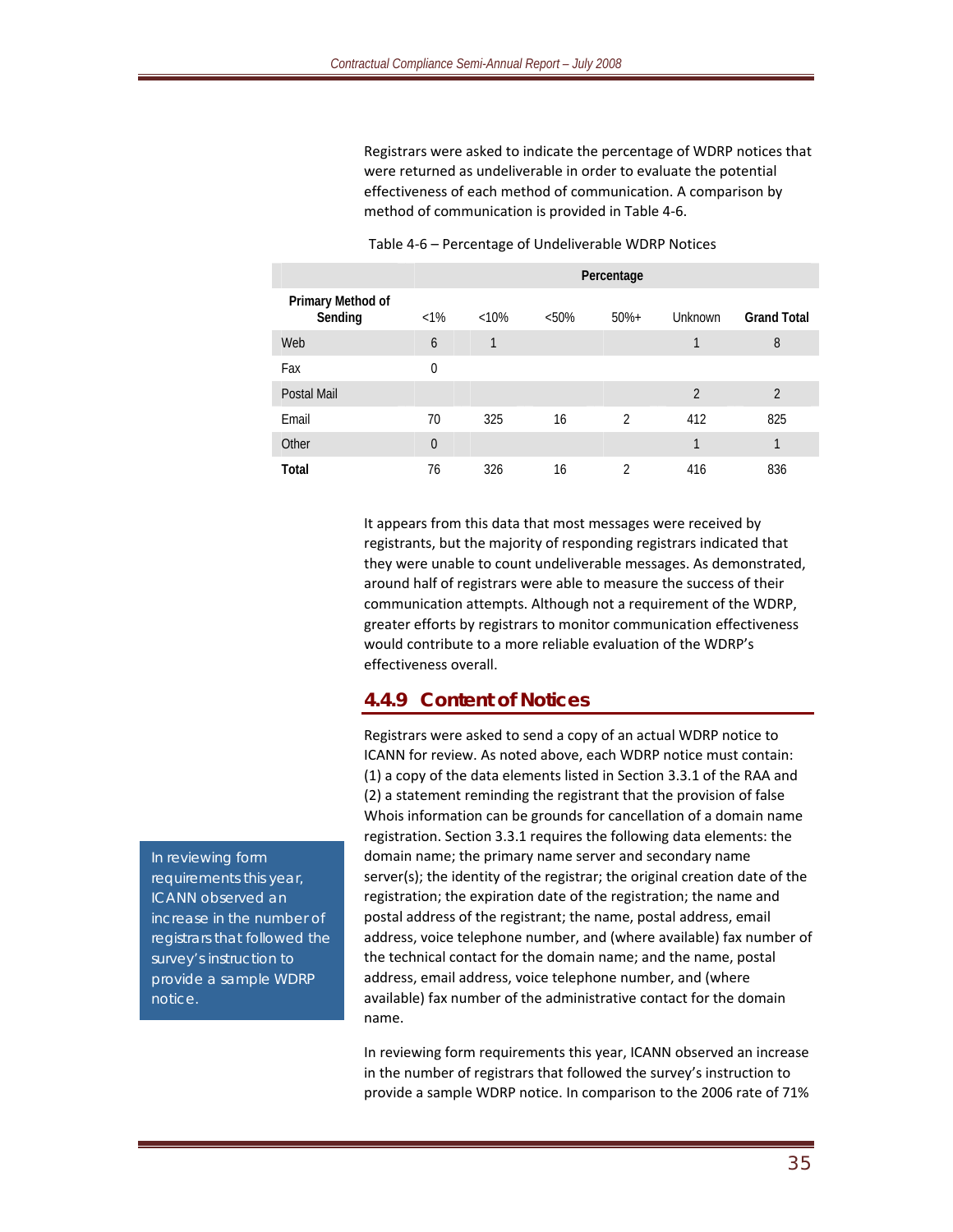Registrars were asked to indicate the percentage of WDRP notices that were returned as undeliverable in order to evaluate the potential effectiveness of each method of communication. A comparison by method of communication is provided in Table 4-6.

Table 4-6 – Percentage of Undeliverable WDRP Notices

| | Percentage | | | | | |
|---|---|---|---|---|---|---|
| **Primary Method of Sending** | <1% | <10% | <50% | 50%+ | Unknown | **Grand Total** |
| Web | 6 | 1 | | | 1 | 8 |
| Fax | 0 | | | | | |
| Postal Mail | | | | | 2 | 2 |
| Email | 70 | 325 | 16 | 2 | 412 | 825 |
| Other | 0 | | | | 1 | 1 |
| **Total** | 76 | 326 | 16 | 2 | 416 | 836 |

It appears from this data that most messages were received by registrants, but the majority of responding registrars indicated that they were unable to count undeliverable messages. As demonstrated, around half of registrars were able to measure the success of their communication attempts. Although not a requirement of the WDRP, greater efforts by registrars to monitor communication effectiveness would contribute to a more reliable evaluation of the WDRP's effectiveness overall.

### 4.4.9 Content of Notices

Registrars were asked to send a copy of an actual WDRP notice to ICANN for review. As noted above, each WDRP notice must contain: (1) a copy of the data elements listed in Section 3.3.1 of the RAA and (2) a statement reminding the registrant that the provision of false Whois information can be grounds for cancellation of a domain name registration. Section 3.3.1 requires the following data elements: the domain name; the primary name server and secondary name server(s); the identity of the registrar; the original creation date of the registration; the expiration date of the registration; the name and postal address of the registrant; the name, postal address, email address, voice telephone number, and (where available) fax number of the technical contact for the domain name; and the name, postal address, email address, voice telephone number, and (where available) fax number of the administrative contact for the domain name.

> In reviewing form requirements this year, ICANN observed an increase in the number of registrars that followed the survey's instruction to provide a sample WDRP notice.

In reviewing form requirements this year, ICANN observed an increase in the number of registrars that followed the survey's instruction to provide a sample WDRP notice. In comparison to the 2006 rate of 71%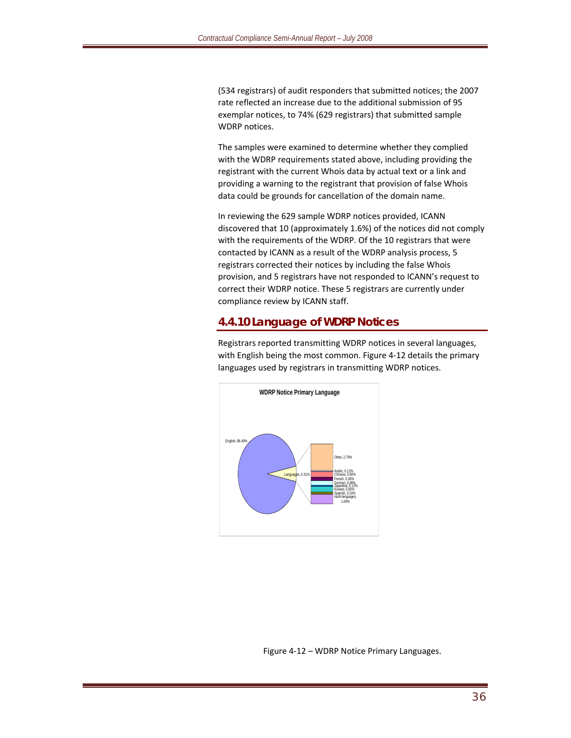(534 registrars) of audit responders that submitted notices; the 2007 rate reflected an increase due to the additional submission of 95 exemplar notices, to 74% (629 registrars) that submitted sample WDRP notices.

The samples were examined to determine whether they complied with the WDRP requirements stated above, including providing the registrant with the current Whois data by actual text or a link and providing a warning to the registrant that provision of false Whois data could be grounds for cancellation of the domain name.

In reviewing the 629 sample WDRP notices provided, ICANN discovered that 10 (approximately 1.6%) of the notices did not comply with the requirements of the WDRP. Of the 10 registrars that were contacted by ICANN as a result of the WDRP analysis process, 5 registrars corrected their notices by including the false Whois provision, and 5 registrars have not responded to ICANN's request to correct their WDRP notice. These 5 registrars are currently under compliance review by ICANN staff.

## 4.4.10 Language of WDRP Notices

Registrars reported transmitting WDRP notices in several languages, with English being the most common. Figure 4-12 details the primary languages used by registrars in transmitting WDRP notices.

**WDRP Notice Primary Language**

English, 96.49%
Languages, 6.31%
Other, 2.79%
Arabic, 0.12%
Chinese, 0.60%
French, 0.36%
German, 0.48%
Japanese, 0.12%
Korean, 0.60%
Spanish, 0.24%
multi-languages, 1.00%

Figure 4-12 – WDRP Notice Primary Languages.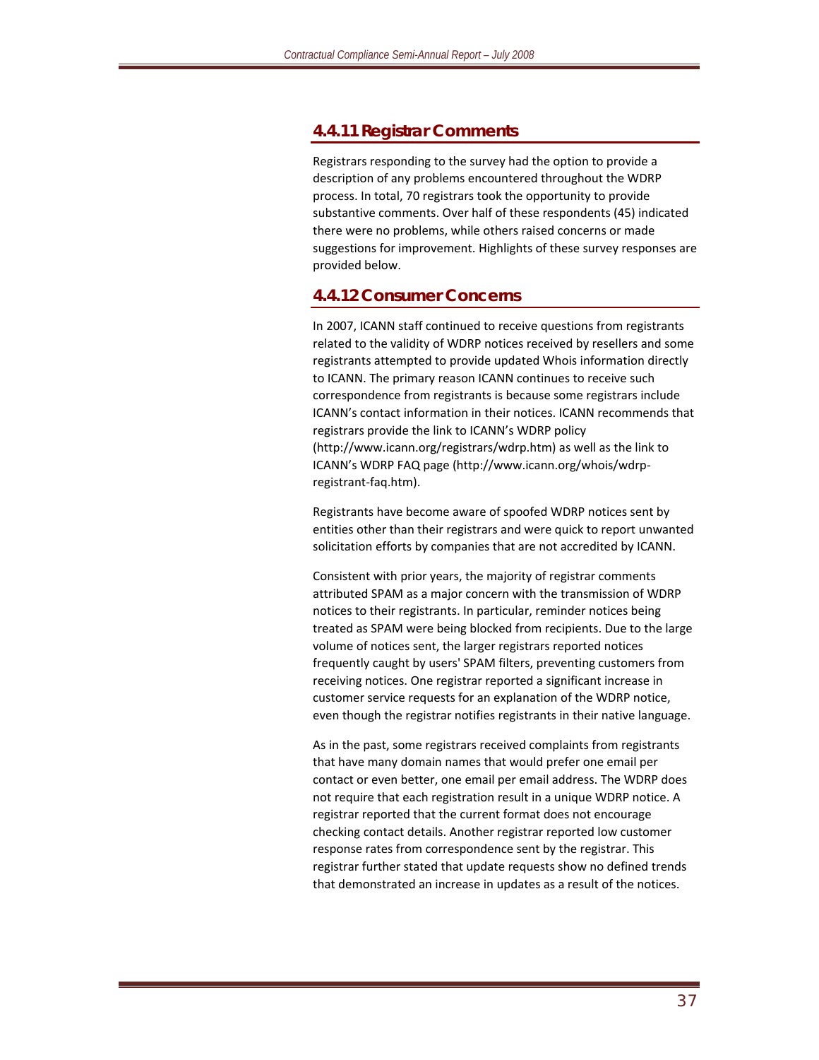### 4.4.11 Registrar Comments

Registrars responding to the survey had the option to provide a description of any problems encountered throughout the WDRP process. In total, 70 registrars took the opportunity to provide substantive comments. Over half of these respondents (45) indicated there were no problems, while others raised concerns or made suggestions for improvement. Highlights of these survey responses are provided below.

### 4.4.12 Consumer Concerns

In 2007, ICANN staff continued to receive questions from registrants related to the validity of WDRP notices received by resellers and some registrants attempted to provide updated Whois information directly to ICANN. The primary reason ICANN continues to receive such correspondence from registrants is because some registrars include ICANN's contact information in their notices. ICANN recommends that registrars provide the link to ICANN's WDRP policy (http://www.icann.org/registrars/wdrp.htm) as well as the link to ICANN's WDRP FAQ page (http://www.icann.org/whois/wdrp-registrant-faq.htm).

Registrants have become aware of spoofed WDRP notices sent by entities other than their registrars and were quick to report unwanted solicitation efforts by companies that are not accredited by ICANN.

Consistent with prior years, the majority of registrar comments attributed SPAM as a major concern with the transmission of WDRP notices to their registrants. In particular, reminder notices being treated as SPAM were being blocked from recipients. Due to the large volume of notices sent, the larger registrars reported notices frequently caught by users' SPAM filters, preventing customers from receiving notices. One registrar reported a significant increase in customer service requests for an explanation of the WDRP notice, even though the registrar notifies registrants in their native language.

As in the past, some registrars received complaints from registrants that have many domain names that would prefer one email per contact or even better, one email per email address. The WDRP does not require that each registration result in a unique WDRP notice. A registrar reported that the current format does not encourage checking contact details. Another registrar reported low customer response rates from correspondence sent by the registrar. This registrar further stated that update requests show no defined trends that demonstrated an increase in updates as a result of the notices.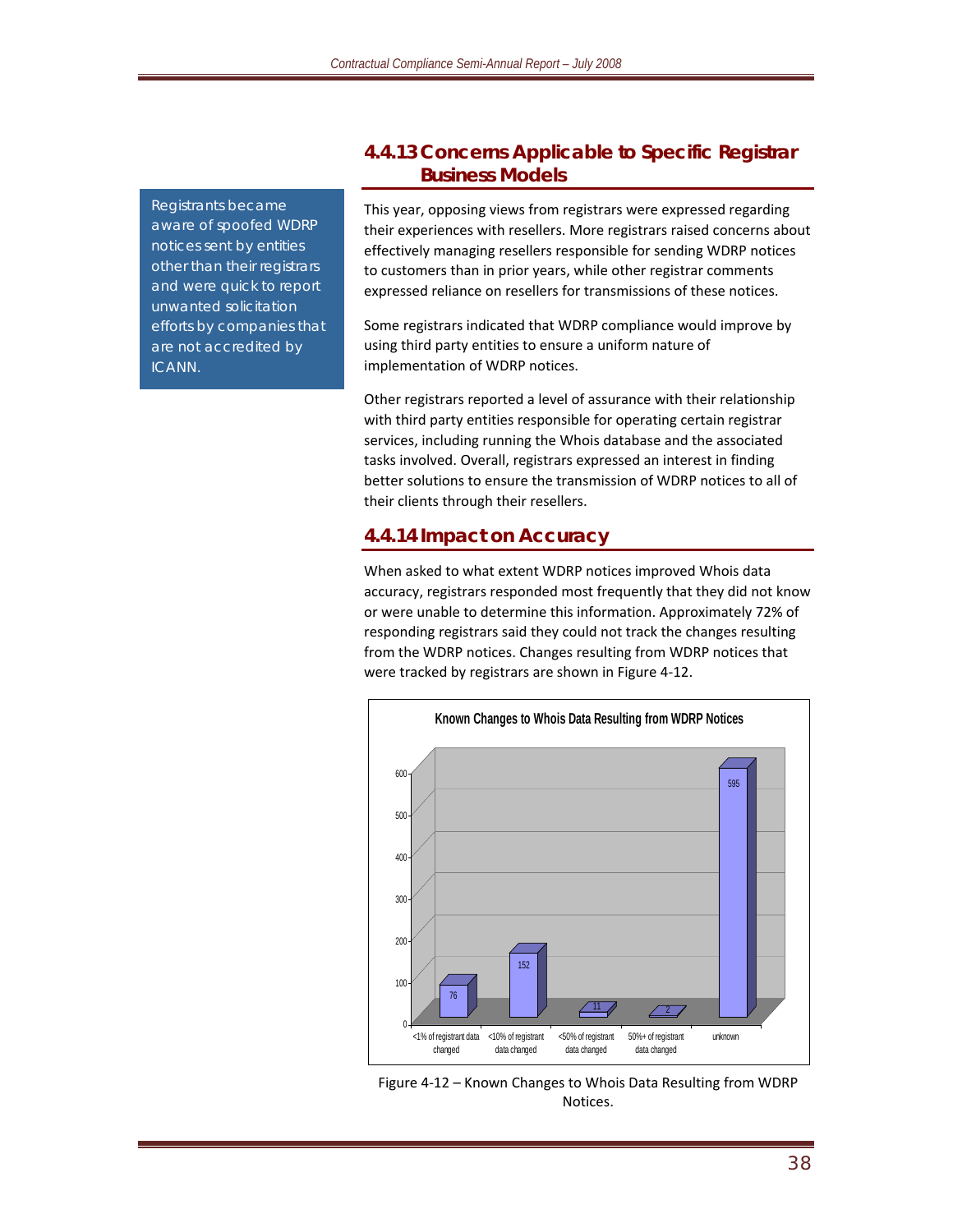### 4.4.13 Concerns Applicable to Specific Registrar Business Models

> Registrants became aware of spoofed WDRP notices sent by entities other than their registrars and were quick to report unwanted solicitation efforts by companies that are not accredited by ICANN.

This year, opposing views from registrars were expressed regarding their experiences with resellers. More registrars raised concerns about effectively managing resellers responsible for sending WDRP notices to customers than in prior years, while other registrar comments expressed reliance on resellers for transmissions of these notices.

Some registrars indicated that WDRP compliance would improve by using third party entities to ensure a uniform nature of implementation of WDRP notices.

Other registrars reported a level of assurance with their relationship with third party entities responsible for operating certain registrar services, including running the Whois database and the associated tasks involved. Overall, registrars expressed an interest in finding better solutions to ensure the transmission of WDRP notices to all of their clients through their resellers.

### 4.4.14 Impact on Accuracy

When asked to what extent WDRP notices improved Whois data accuracy, registrars responded most frequently that they did not know or were unable to determine this information. Approximately 72% of responding registrars said they could not track the changes resulting from the WDRP notices. Changes resulting from WDRP notices that were tracked by registrars are shown in Figure 4-12.

**Known Changes to Whois Data Resulting from WDRP Notices**

| Category | Count |
|---|---|
| <1% of registrant data changed | 76 |
| <10% of registrant data changed | 152 |
| <50% of registrant data changed | 11 |
| 50%+ of registrant data changed | 2 |
| unknown | 595 |

Figure 4-12 – Known Changes to Whois Data Resulting from WDRP Notices.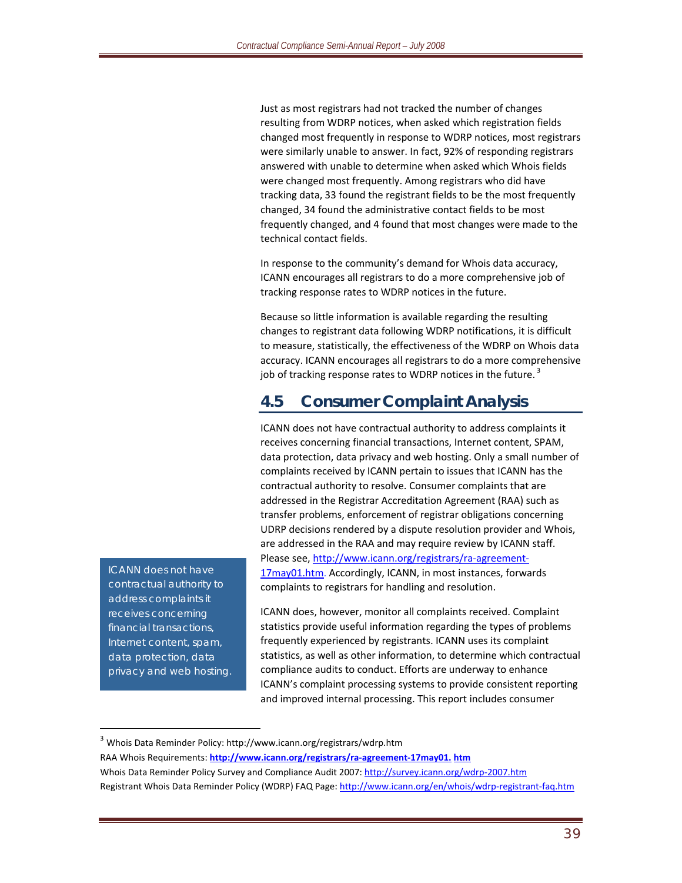Just as most registrars had not tracked the number of changes resulting from WDRP notices, when asked which registration fields changed most frequently in response to WDRP notices, most registrars were similarly unable to answer. In fact, 92% of responding registrars answered with unable to determine when asked which Whois fields were changed most frequently. Among registrars who did have tracking data, 33 found the registrant fields to be the most frequently changed, 34 found the administrative contact fields to be most frequently changed, and 4 found that most changes were made to the technical contact fields.

In response to the community's demand for Whois data accuracy, ICANN encourages all registrars to do a more comprehensive job of tracking response rates to WDRP notices in the future.

Because so little information is available regarding the resulting changes to registrant data following WDRP notifications, it is difficult to measure, statistically, the effectiveness of the WDRP on Whois data accuracy. ICANN encourages all registrars to do a more comprehensive job of tracking response rates to WDRP notices in the future.[3]

## 4.5 Consumer Complaint Analysis

ICANN does not have contractual authority to address complaints it receives concerning financial transactions, Internet content, SPAM, data protection, data privacy and web hosting. Only a small number of complaints received by ICANN pertain to issues that ICANN has the contractual authority to resolve. Consumer complaints that are addressed in the Registrar Accreditation Agreement (RAA) such as transfer problems, enforcement of registrar obligations concerning UDRP decisions rendered by a dispute resolution provider and Whois, are addressed in the RAA and may require review by ICANN staff. Please see, http://www.icann.org/registrars/ra-agreement-17may01.htm. Accordingly, ICANN, in most instances, forwards complaints to registrars for handling and resolution.

> ICANN does not have contractual authority to address complaints it receives concerning financial transactions, Internet content, spam, data protection, data privacy and web hosting.

ICANN does, however, monitor all complaints received. Complaint statistics provide useful information regarding the types of problems frequently experienced by registrants. ICANN uses its complaint statistics, as well as other information, to determine which contractual compliance audits to conduct. Efforts are underway to enhance ICANN's complaint processing systems to provide consistent reporting and improved internal processing. This report includes consumer

---

[3] Whois Data Reminder Policy: http://www.icann.org/registrars/wdrp.htm
RAA Whois Requirements: **http://www.icann.org/registrars/ra-agreement-17may01. htm**
Whois Data Reminder Policy Survey and Compliance Audit 2007: http://survey.icann.org/wdrp-2007.htm
Registrant Whois Data Reminder Policy (WDRP) FAQ Page: http://www.icann.org/en/whois/wdrp-registrant-faq.htm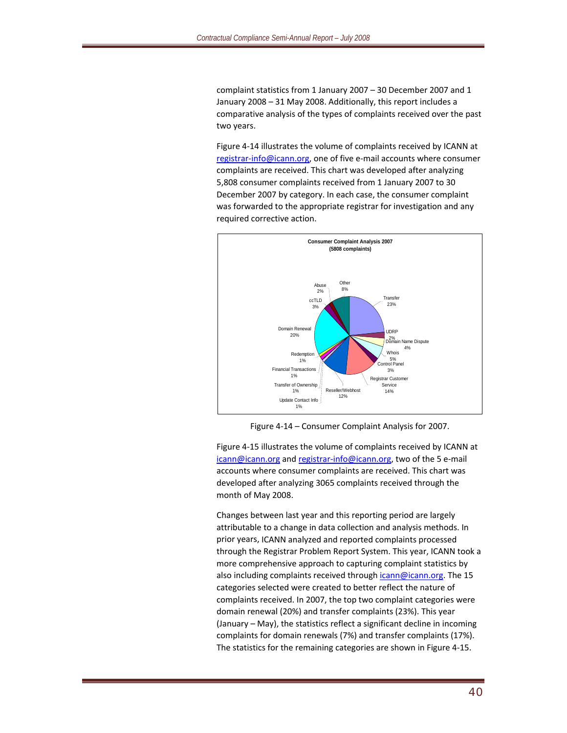complaint statistics from 1 January 2007 – 30 December 2007 and 1 January 2008 – 31 May 2008. Additionally, this report includes a comparative analysis of the types of complaints received over the past two years.

Figure 4-14 illustrates the volume of complaints received by ICANN at registrar-info@icann.org, one of five e-mail accounts where consumer complaints are received. This chart was developed after analyzing 5,808 consumer complaints received from 1 January 2007 to 30 December 2007 by category. In each case, the consumer complaint was forwarded to the appropriate registrar for investigation and any required corrective action.

**Consumer Complaint Analysis 2007**
**(5808 complaints)**

| Category | Percentage |
|---|---|
| Transfer | 23% |
| UDRP | 2% |
| Domain Name Dispute | 4% |
| Whois | 5% |
| Control Panel | 3% |
| Registrar Customer Service | 14% |
| Reseller/Webhost | 12% |
| Update Contact Info | 1% |
| Transfer of Ownership | 1% |
| Financial Transactions | 1% |
| Redemption | 1% |
| Domain Renewal | 20% |
| ccTLD | 3% |
| Abuse | 2% |
| Other | 8% |

Figure 4-14 – Consumer Complaint Analysis for 2007.

Figure 4-15 illustrates the volume of complaints received by ICANN at icann@icann.org and registrar-info@icann.org, two of the 5 e-mail accounts where consumer complaints are received. This chart was developed after analyzing 3065 complaints received through the month of May 2008.

Changes between last year and this reporting period are largely attributable to a change in data collection and analysis methods. In prior years, ICANN analyzed and reported complaints processed through the Registrar Problem Report System. This year, ICANN took a more comprehensive approach to capturing complaint statistics by also including complaints received through icann@icann.org. The 15 categories selected were created to better reflect the nature of complaints received. In 2007, the top two complaint categories were domain renewal (20%) and transfer complaints (23%). This year (January – May), the statistics reflect a significant decline in incoming complaints for domain renewals (7%) and transfer complaints (17%). The statistics for the remaining categories are shown in Figure 4-15.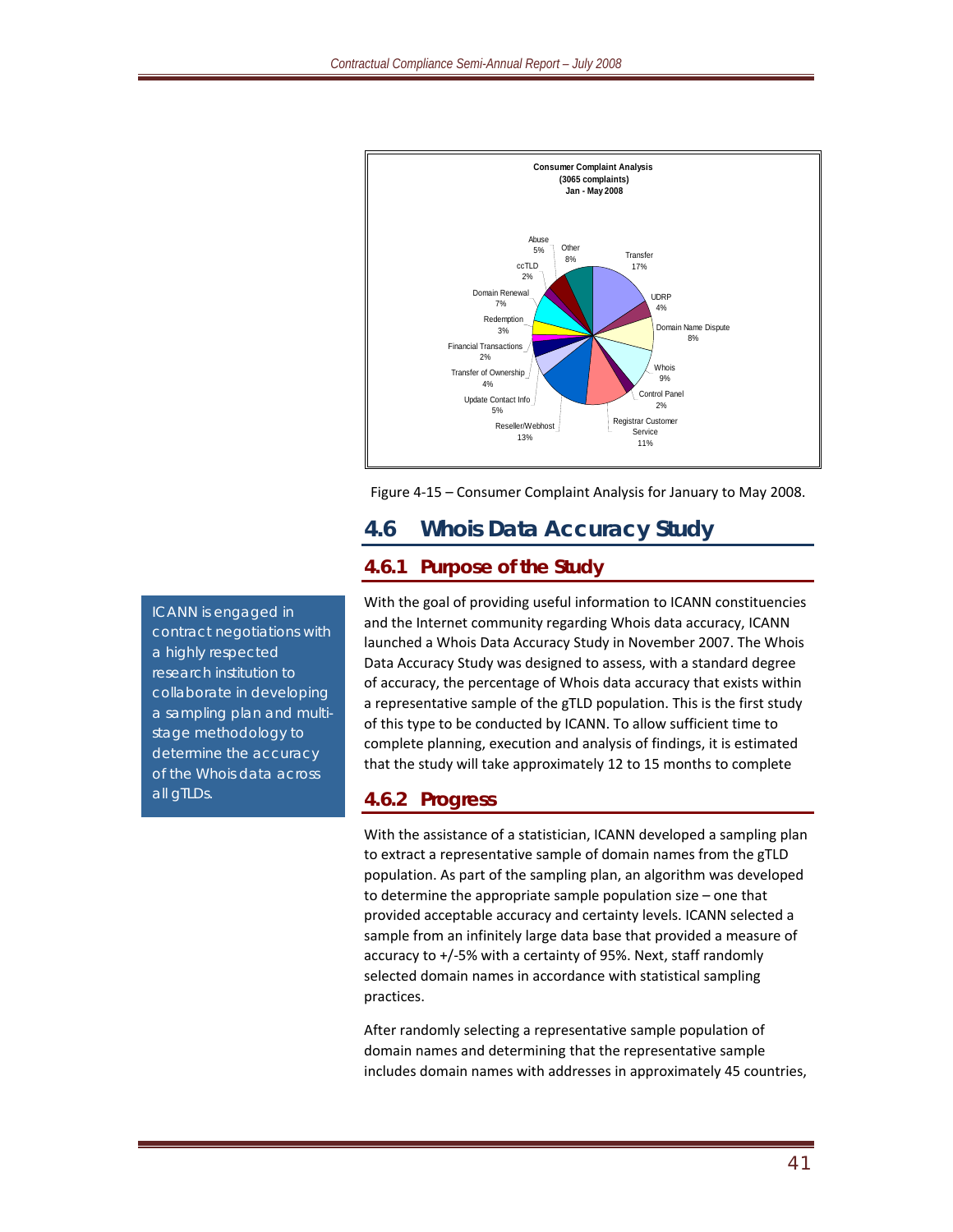**Consumer Complaint Analysis (3065 complaints) Jan - May 2008**

| Category | Percentage |
|---|---|
| Transfer | 17% |
| UDRP | 4% |
| Domain Name Dispute | 8% |
| Whois | 9% |
| Control Panel | 2% |
| Registrar Customer Service | 11% |
| Reseller/Webhost | 13% |
| Update Contact Info | 5% |
| Transfer of Ownership | 4% |
| Financial Transactions | 2% |
| Redemption | 3% |
| Domain Renewal | 7% |
| ccTLD | 2% |
| Abuse | 5% |
| Other | 8% |

Figure 4-15 – Consumer Complaint Analysis for January to May 2008.

## 4.6 Whois Data Accuracy Study

### 4.6.1 Purpose of the Study

> ICANN is engaged in contract negotiations with a highly respected research institution to collaborate in developing a sampling plan and multi-stage methodology to determine the accuracy of the Whois data across all gTLDs.

With the goal of providing useful information to ICANN constituencies and the Internet community regarding Whois data accuracy, ICANN launched a Whois Data Accuracy Study in November 2007. The Whois Data Accuracy Study was designed to assess, with a standard degree of accuracy, the percentage of Whois data accuracy that exists within a representative sample of the gTLD population. This is the first study of this type to be conducted by ICANN. To allow sufficient time to complete planning, execution and analysis of findings, it is estimated that the study will take approximately 12 to 15 months to complete

### 4.6.2 Progress

With the assistance of a statistician, ICANN developed a sampling plan to extract a representative sample of domain names from the gTLD population. As part of the sampling plan, an algorithm was developed to determine the appropriate sample population size – one that provided acceptable accuracy and certainty levels. ICANN selected a sample from an infinitely large data base that provided a measure of accuracy to +/-5% with a certainty of 95%. Next, staff randomly selected domain names in accordance with statistical sampling practices.

After randomly selecting a representative sample population of domain names and determining that the representative sample includes domain names with addresses in approximately 45 countries,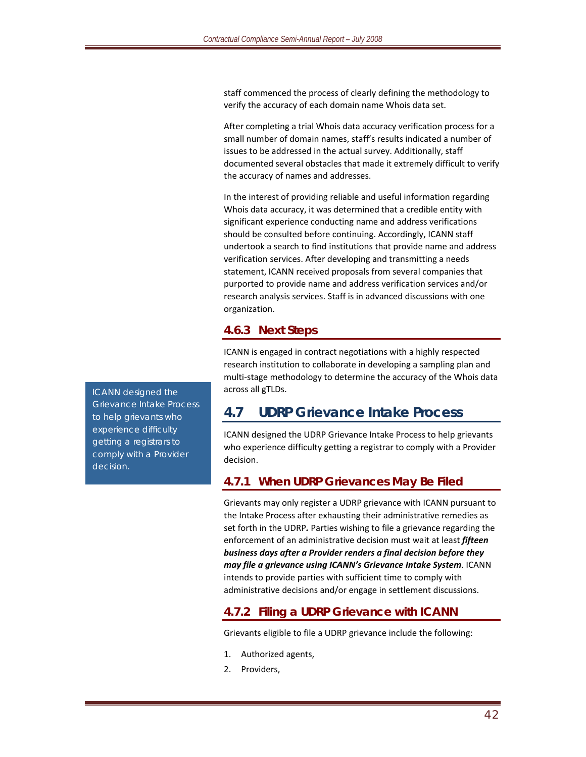staff commenced the process of clearly defining the methodology to verify the accuracy of each domain name Whois data set.

After completing a trial Whois data accuracy verification process for a small number of domain names, staff's results indicated a number of issues to be addressed in the actual survey. Additionally, staff documented several obstacles that made it extremely difficult to verify the accuracy of names and addresses.

In the interest of providing reliable and useful information regarding Whois data accuracy, it was determined that a credible entity with significant experience conducting name and address verifications should be consulted before continuing. Accordingly, ICANN staff undertook a search to find institutions that provide name and address verification services. After developing and transmitting a needs statement, ICANN received proposals from several companies that purported to provide name and address verification services and/or research analysis services. Staff is in advanced discussions with one organization.

### 4.6.3 Next Steps

ICANN is engaged in contract negotiations with a highly respected research institution to collaborate in developing a sampling plan and multi-stage methodology to determine the accuracy of the Whois data across all gTLDs.

> ICANN designed the Grievance Intake Process to help grievants who experience difficulty getting a registrars to comply with a Provider decision.

## 4.7 UDRP Grievance Intake Process

ICANN designed the UDRP Grievance Intake Process to help grievants who experience difficulty getting a registrar to comply with a Provider decision.

### 4.7.1 When UDRP Grievances May Be Filed

Grievants may only register a UDRP grievance with ICANN pursuant to the Intake Process after exhausting their administrative remedies as set forth in the UDRP*.* Parties wishing to file a grievance regarding the enforcement of an administrative decision must wait at least ***fifteen business days after a Provider renders a final decision before they may file a grievance using ICANN's Grievance Intake System***. ICANN intends to provide parties with sufficient time to comply with administrative decisions and/or engage in settlement discussions.

### 4.7.2 Filing a UDRP Grievance with ICANN

Grievants eligible to file a UDRP grievance include the following:

1. Authorized agents,
2. Providers,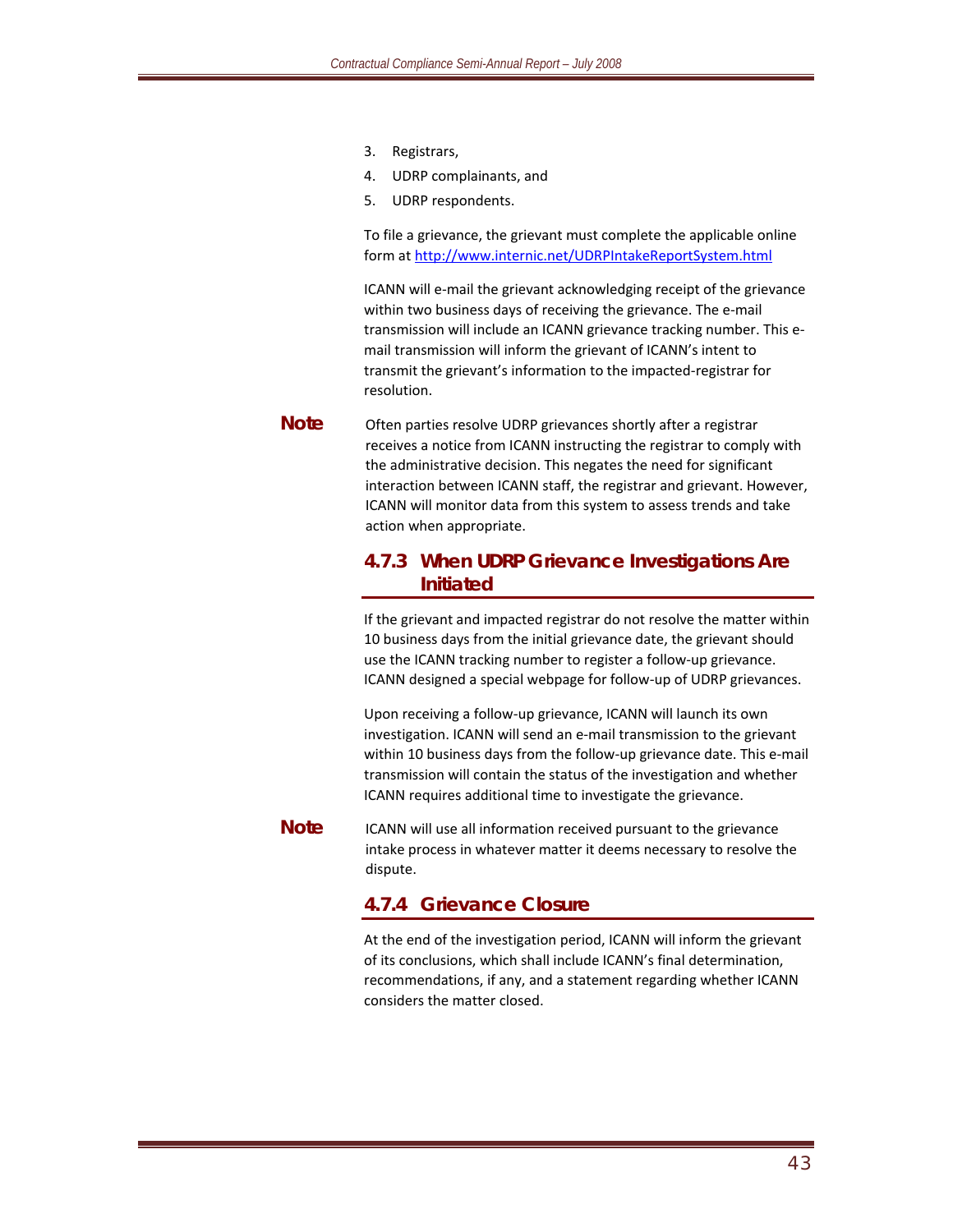3. Registrars,
4. UDRP complainants, and
5. UDRP respondents.

To file a grievance, the grievant must complete the applicable online form at http://www.internic.net/UDRPIntakeReportSystem.html

ICANN will e-mail the grievant acknowledging receipt of the grievance within two business days of receiving the grievance. The e-mail transmission will include an ICANN grievance tracking number. This e-mail transmission will inform the grievant of ICANN's intent to transmit the grievant's information to the impacted-registrar for resolution.

**Note** Often parties resolve UDRP grievances shortly after a registrar receives a notice from ICANN instructing the registrar to comply with the administrative decision. This negates the need for significant interaction between ICANN staff, the registrar and grievant. However, ICANN will monitor data from this system to assess trends and take action when appropriate.

### 4.7.3 When UDRP Grievance Investigations Are Initiated

If the grievant and impacted registrar do not resolve the matter within 10 business days from the initial grievance date, the grievant should use the ICANN tracking number to register a follow-up grievance. ICANN designed a special webpage for follow-up of UDRP grievances.

Upon receiving a follow-up grievance, ICANN will launch its own investigation. ICANN will send an e-mail transmission to the grievant within 10 business days from the follow-up grievance date. This e-mail transmission will contain the status of the investigation and whether ICANN requires additional time to investigate the grievance.

**Note** ICANN will use all information received pursuant to the grievance intake process in whatever matter it deems necessary to resolve the dispute.

### 4.7.4 Grievance Closure

At the end of the investigation period, ICANN will inform the grievant of its conclusions, which shall include ICANN's final determination, recommendations, if any, and a statement regarding whether ICANN considers the matter closed.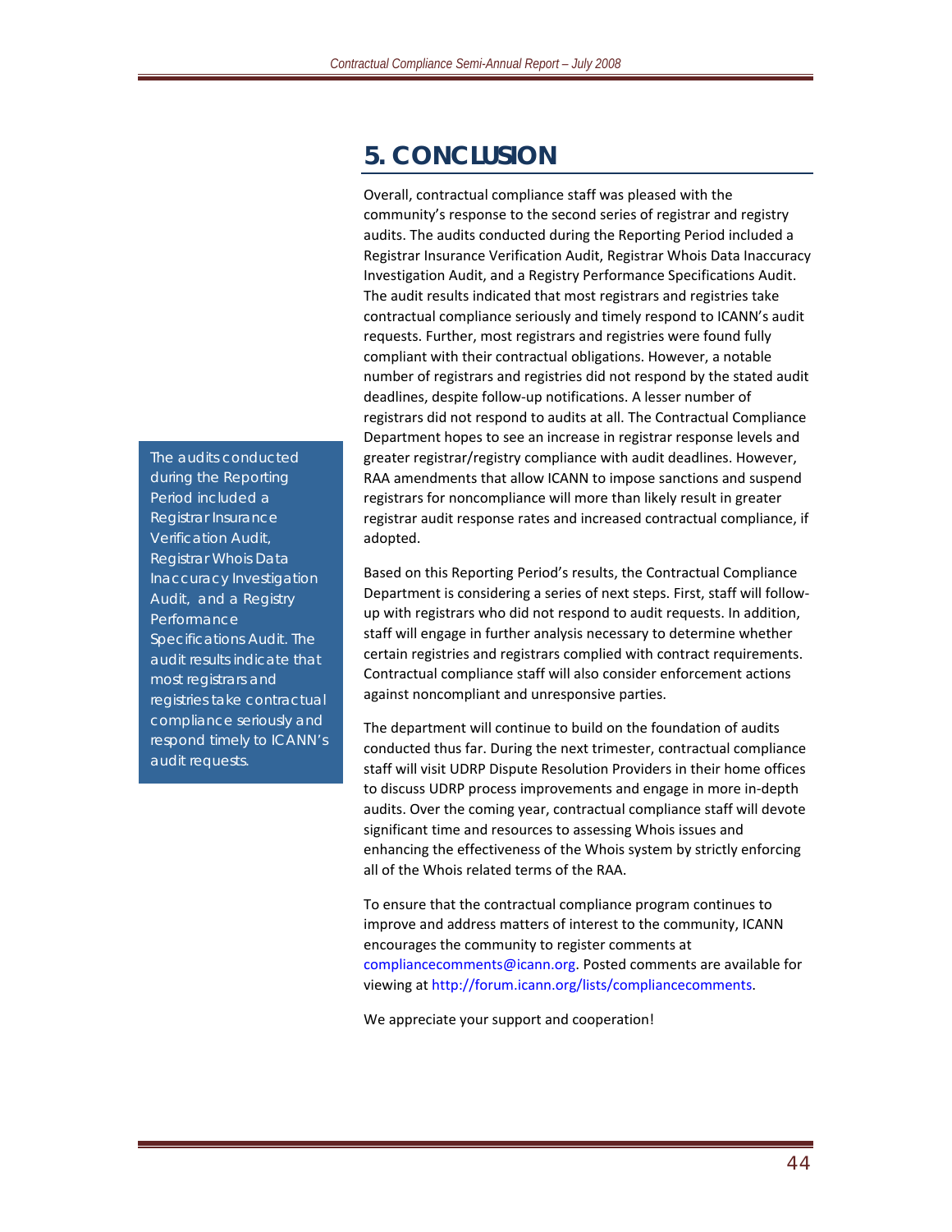# 5. CONCLUSION

> The audits conducted during the Reporting Period included a Registrar Insurance Verification Audit, Registrar Whois Data Inaccuracy Investigation Audit, and a Registry Performance Specifications Audit. The audit results indicate that most registrars and registries take contractual compliance seriously and respond timely to ICANN's audit requests.

Overall, contractual compliance staff was pleased with the community's response to the second series of registrar and registry audits. The audits conducted during the Reporting Period included a Registrar Insurance Verification Audit, Registrar Whois Data Inaccuracy Investigation Audit, and a Registry Performance Specifications Audit. The audit results indicated that most registrars and registries take contractual compliance seriously and timely respond to ICANN's audit requests. Further, most registrars and registries were found fully compliant with their contractual obligations. However, a notable number of registrars and registries did not respond by the stated audit deadlines, despite follow-up notifications. A lesser number of registrars did not respond to audits at all. The Contractual Compliance Department hopes to see an increase in registrar response levels and greater registrar/registry compliance with audit deadlines. However, RAA amendments that allow ICANN to impose sanctions and suspend registrars for noncompliance will more than likely result in greater registrar audit response rates and increased contractual compliance, if adopted.

Based on this Reporting Period's results, the Contractual Compliance Department is considering a series of next steps. First, staff will follow-up with registrars who did not respond to audit requests. In addition, staff will engage in further analysis necessary to determine whether certain registries and registrars complied with contract requirements. Contractual compliance staff will also consider enforcement actions against noncompliant and unresponsive parties.

The department will continue to build on the foundation of audits conducted thus far. During the next trimester, contractual compliance staff will visit UDRP Dispute Resolution Providers in their home offices to discuss UDRP process improvements and engage in more in-depth audits. Over the coming year, contractual compliance staff will devote significant time and resources to assessing Whois issues and enhancing the effectiveness of the Whois system by strictly enforcing all of the Whois related terms of the RAA.

To ensure that the contractual compliance program continues to improve and address matters of interest to the community, ICANN encourages the community to register comments at compliancecomments@icann.org. Posted comments are available for viewing at http://forum.icann.org/lists/compliancecomments.

We appreciate your support and cooperation!